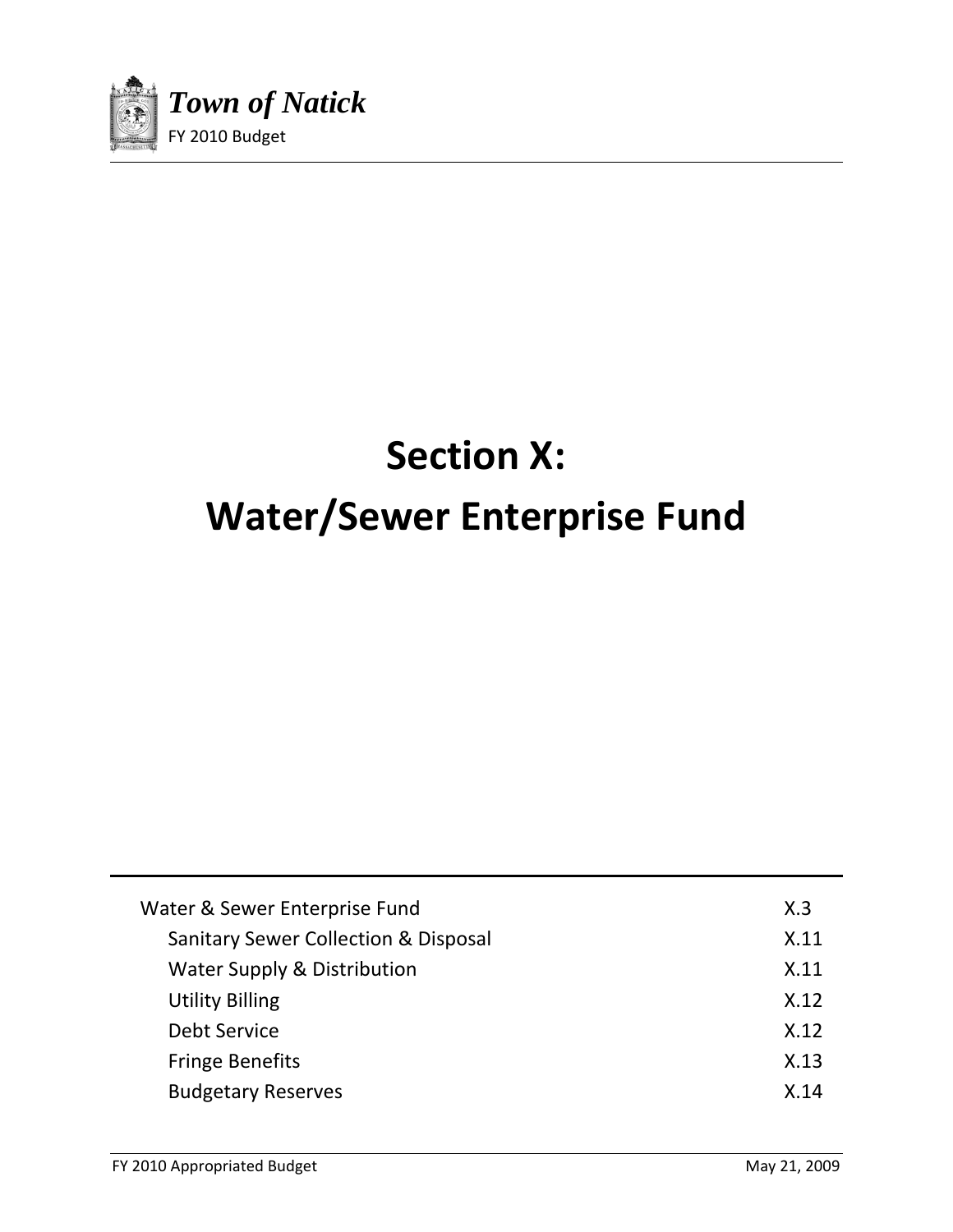# Section X:

# Water/Sewer Enterprise Fund

| | |
|---|---|
| Water & Sewer Enterprise Fund | X.3 |
| Sanitary Sewer Collection & Disposal | X.11 |
| Water Supply & Distribution | X.11 |
| Utility Billing | X.12 |
| Debt Service | X.12 |
| Fringe Benefits | X.13 |
| Budgetary Reserves | X.14 |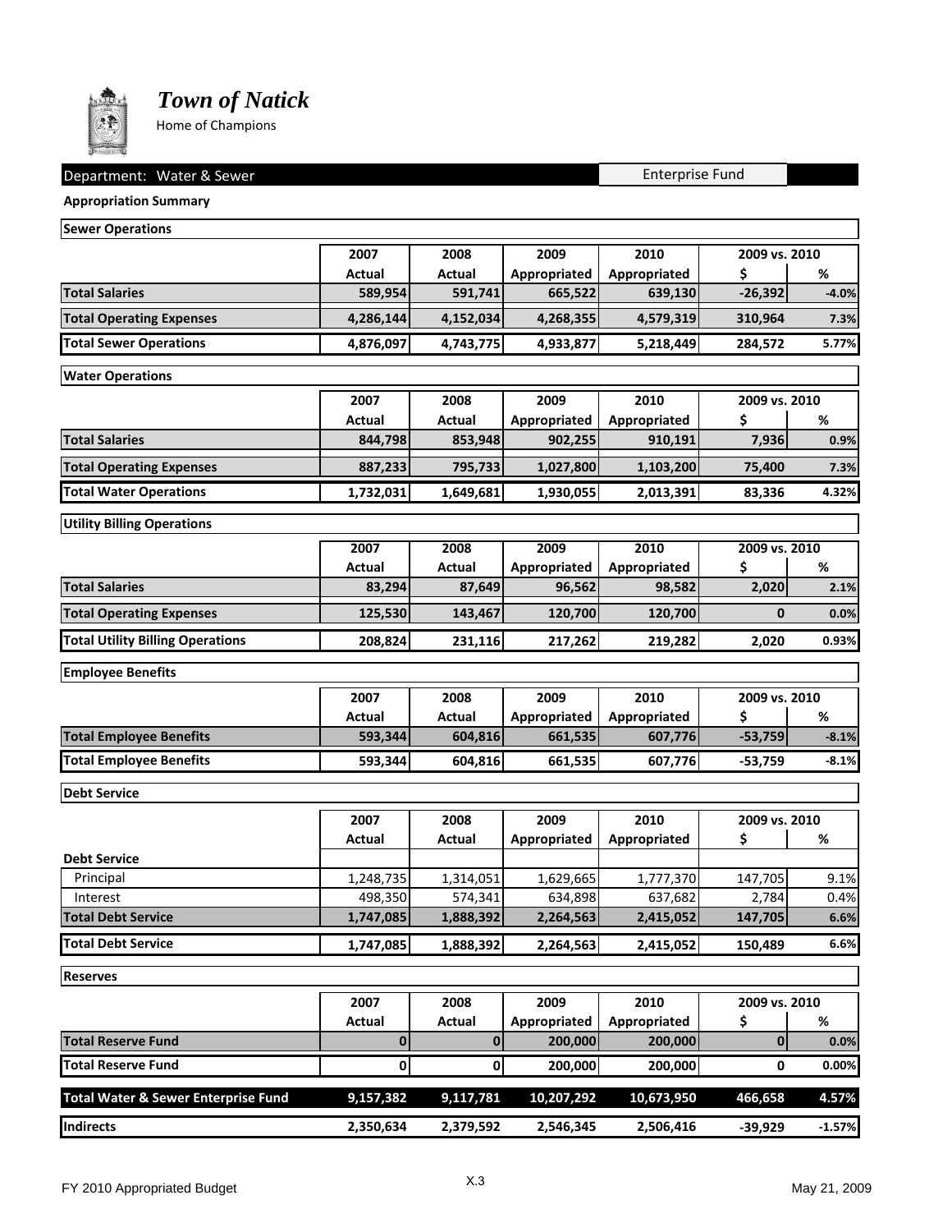# *Town of Natick*

Home of Champions

**Department: Water & Sewer** | Enterprise Fund

**Appropriation Summary**

**Sewer Operations**

| | 2007 Actual | 2008 Actual | 2009 Appropriated | 2010 Appropriated | 2009 vs. 2010 $ | 2009 vs. 2010 % |
|---|---|---|---|---|---|---|
| **Total Salaries** | 589,954 | 591,741 | 665,522 | 639,130 | -26,392 | -4.0% |
| **Total Operating Expenses** | 4,286,144 | 4,152,034 | 4,268,355 | 4,579,319 | 310,964 | 7.3% |
| **Total Sewer Operations** | 4,876,097 | 4,743,775 | 4,933,877 | 5,218,449 | 284,572 | 5.77% |

**Water Operations**

| | 2007 Actual | 2008 Actual | 2009 Appropriated | 2010 Appropriated | 2009 vs. 2010 $ | 2009 vs. 2010 % |
|---|---|---|---|---|---|---|
| **Total Salaries** | 844,798 | 853,948 | 902,255 | 910,191 | 7,936 | 0.9% |
| **Total Operating Expenses** | 887,233 | 795,733 | 1,027,800 | 1,103,200 | 75,400 | 7.3% |
| **Total Water Operations** | 1,732,031 | 1,649,681 | 1,930,055 | 2,013,391 | 83,336 | 4.32% |

**Utility Billing Operations**

| | 2007 Actual | 2008 Actual | 2009 Appropriated | 2010 Appropriated | 2009 vs. 2010 $ | 2009 vs. 2010 % |
|---|---|---|---|---|---|---|
| **Total Salaries** | 83,294 | 87,649 | 96,562 | 98,582 | 2,020 | 2.1% |
| **Total Operating Expenses** | 125,530 | 143,467 | 120,700 | 120,700 | 0 | 0.0% |
| **Total Utility Billing Operations** | 208,824 | 231,116 | 217,262 | 219,282 | 2,020 | 0.93% |

**Employee Benefits**

| | 2007 Actual | 2008 Actual | 2009 Appropriated | 2010 Appropriated | 2009 vs. 2010 $ | 2009 vs. 2010 % |
|---|---|---|---|---|---|---|
| **Total Employee Benefits** | 593,344 | 604,816 | 661,535 | 607,776 | -53,759 | -8.1% |
| **Total Employee Benefits** | 593,344 | 604,816 | 661,535 | 607,776 | -53,759 | -8.1% |

**Debt Service**

| | 2007 Actual | 2008 Actual | 2009 Appropriated | 2010 Appropriated | 2009 vs. 2010 $ | 2009 vs. 2010 % |
|---|---|---|---|---|---|---|
| **Debt Service** | | | | | | |
| Principal | 1,248,735 | 1,314,051 | 1,629,665 | 1,777,370 | 147,705 | 9.1% |
| Interest | 498,350 | 574,341 | 634,898 | 637,682 | 2,784 | 0.4% |
| **Total Debt Service** | 1,747,085 | 1,888,392 | 2,264,563 | 2,415,052 | 147,705 | 6.6% |
| **Total Debt Service** | 1,747,085 | 1,888,392 | 2,264,563 | 2,415,052 | 150,489 | 6.6% |

**Reserves**

| | 2007 Actual | 2008 Actual | 2009 Appropriated | 2010 Appropriated | 2009 vs. 2010 $ | 2009 vs. 2010 % |
|---|---|---|---|---|---|---|
| **Total Reserve Fund** | 0 | 0 | 200,000 | 200,000 | 0 | 0.0% |
| **Total Reserve Fund** | 0 | 0 | 200,000 | 200,000 | 0 | 0.00% |

| | 2007 Actual | 2008 Actual | 2009 Appropriated | 2010 Appropriated | 2009 vs. 2010 $ | 2009 vs. 2010 % |
|---|---|---|---|---|---|---|
| **Total Water & Sewer Enterprise Fund** | 9,157,382 | 9,117,781 | 10,207,292 | 10,673,950 | 466,658 | 4.57% |
| **Indirects** | 2,350,634 | 2,379,592 | 2,546,345 | 2,506,416 | -39,929 | -1.57% |

FY 2010 Appropriated Budget | X.3 | May 21, 2009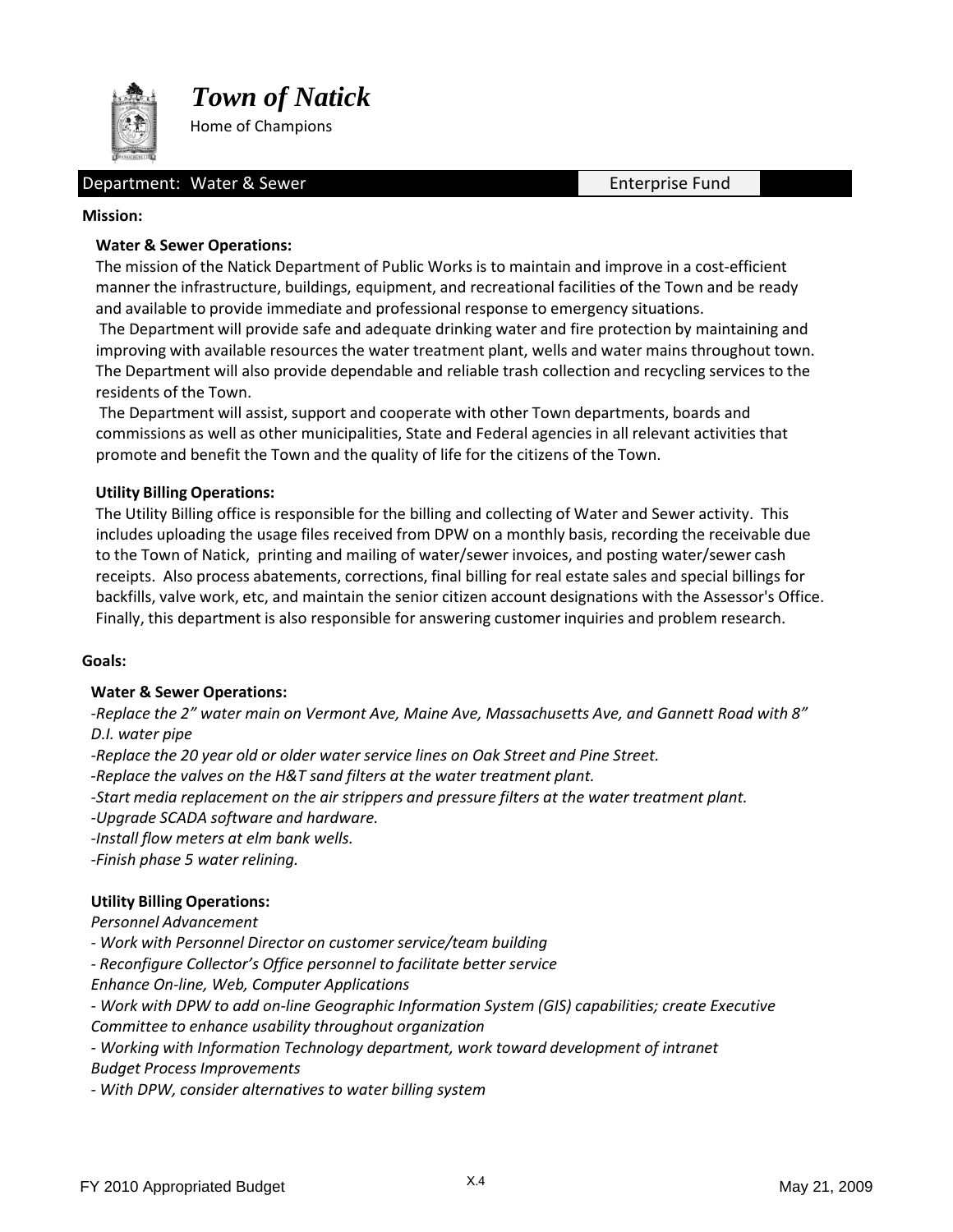# Town of Natick

Home of Champions

**Department: Water & Sewer** | **Enterprise Fund**

**Mission:**

**Water & Sewer Operations:**

The mission of the Natick Department of Public Works is to maintain and improve in a cost-efficient manner the infrastructure, buildings, equipment, and recreational facilities of the Town and be ready and available to provide immediate and professional response to emergency situations.

The Department will provide safe and adequate drinking water and fire protection by maintaining and improving with available resources the water treatment plant, wells and water mains throughout town. The Department will also provide dependable and reliable trash collection and recycling services to the residents of the Town.

The Department will assist, support and cooperate with other Town departments, boards and commissions as well as other municipalities, State and Federal agencies in all relevant activities that promote and benefit the Town and the quality of life for the citizens of the Town.

**Utility Billing Operations:**

The Utility Billing office is responsible for the billing and collecting of Water and Sewer activity. This includes uploading the usage files received from DPW on a monthly basis, recording the receivable due to the Town of Natick, printing and mailing of water/sewer invoices, and posting water/sewer cash receipts. Also process abatements, corrections, final billing for real estate sales and special billings for backfills, valve work, etc, and maintain the senior citizen account designations with the Assessor's Office. Finally, this department is also responsible for answering customer inquiries and problem research.

**Goals:**

**Water & Sewer Operations:**

*-Replace the 2" water main on Vermont Ave, Maine Ave, Massachusetts Ave, and Gannett Road with 8" D.I. water pipe*

*-Replace the 20 year old or older water service lines on Oak Street and Pine Street.*

*-Replace the valves on the H&T sand filters at the water treatment plant.*

*-Start media replacement on the air strippers and pressure filters at the water treatment plant.*

*-Upgrade SCADA software and hardware.*

*-Install flow meters at elm bank wells.*

*-Finish phase 5 water relining.*

**Utility Billing Operations:**

*Personnel Advancement*

*- Work with Personnel Director on customer service/team building*

*- Reconfigure Collector's Office personnel to facilitate better service*

*Enhance On-line, Web, Computer Applications*

*- Work with DPW to add on-line Geographic Information System (GIS) capabilities; create Executive Committee to enhance usability throughout organization*

*- Working with Information Technology department, work toward development of intranet*

*Budget Process Improvements*

*- With DPW, consider alternatives to water billing system*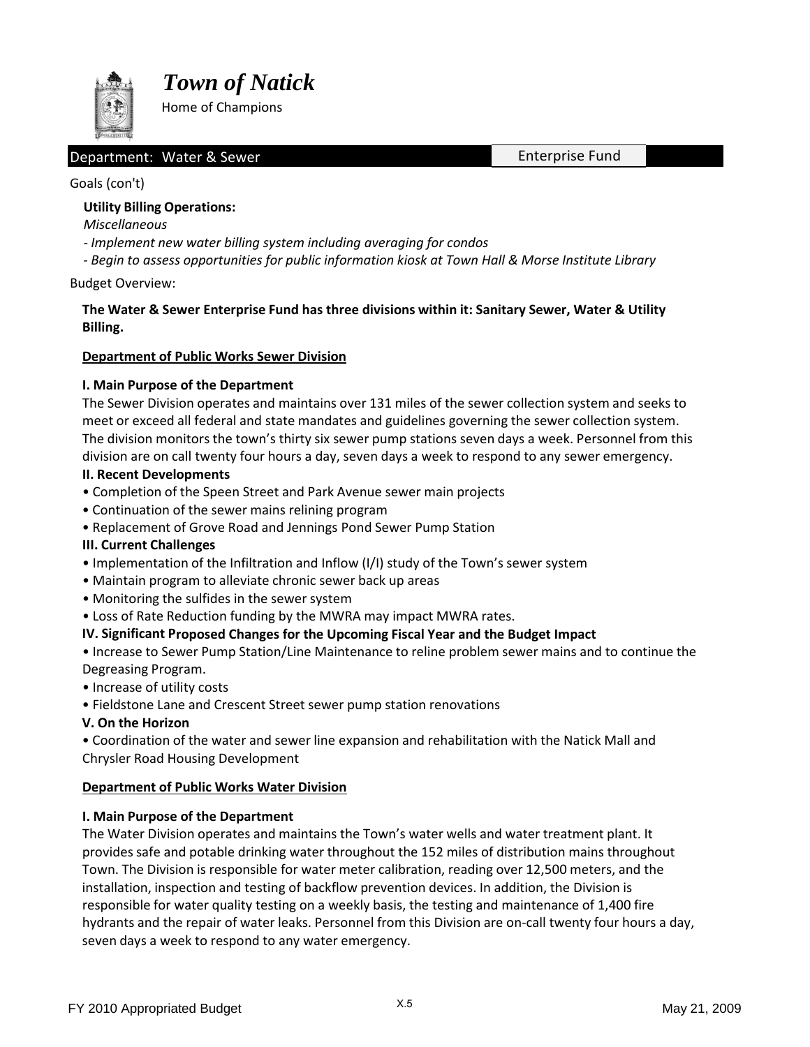# Town of Natick

Home of Champions

Department: Water & Sewer | Enterprise Fund

Goals (con't)

**Utility Billing Operations:**

*Miscellaneous*

*- Implement new water billing system including averaging for condos*

*- Begin to assess opportunities for public information kiosk at Town Hall & Morse Institute Library*

Budget Overview:

**The Water & Sewer Enterprise Fund has three divisions within it: Sanitary Sewer, Water & Utility Billing.**

## Department of Public Works Sewer Division

**I. Main Purpose of the Department**

The Sewer Division operates and maintains over 131 miles of the sewer collection system and seeks to meet or exceed all federal and state mandates and guidelines governing the sewer collection system. The division monitors the town's thirty six sewer pump stations seven days a week. Personnel from this division are on call twenty four hours a day, seven days a week to respond to any sewer emergency.

**II. Recent Developments**

- Completion of the Speen Street and Park Avenue sewer main projects
- Continuation of the sewer mains relining program
- Replacement of Grove Road and Jennings Pond Sewer Pump Station

**III. Current Challenges**

- Implementation of the Infiltration and Inflow (I/I) study of the Town's sewer system
- Maintain program to alleviate chronic sewer back up areas
- Monitoring the sulfides in the sewer system
- Loss of Rate Reduction funding by the MWRA may impact MWRA rates.

**IV. Significant Proposed Changes for the Upcoming Fiscal Year and the Budget Impact**

- Increase to Sewer Pump Station/Line Maintenance to reline problem sewer mains and to continue the Degreasing Program.
- Increase of utility costs
- Fieldstone Lane and Crescent Street sewer pump station renovations

**V. On the Horizon**

- Coordination of the water and sewer line expansion and rehabilitation with the Natick Mall and Chrysler Road Housing Development

## Department of Public Works Water Division

**I. Main Purpose of the Department**

The Water Division operates and maintains the Town's water wells and water treatment plant. It provides safe and potable drinking water throughout the 152 miles of distribution mains throughout Town. The Division is responsible for water meter calibration, reading over 12,500 meters, and the installation, inspection and testing of backflow prevention devices. In addition, the Division is responsible for water quality testing on a weekly basis, the testing and maintenance of 1,400 fire hydrants and the repair of water leaks. Personnel from this Division are on-call twenty four hours a day, seven days a week to respond to any water emergency.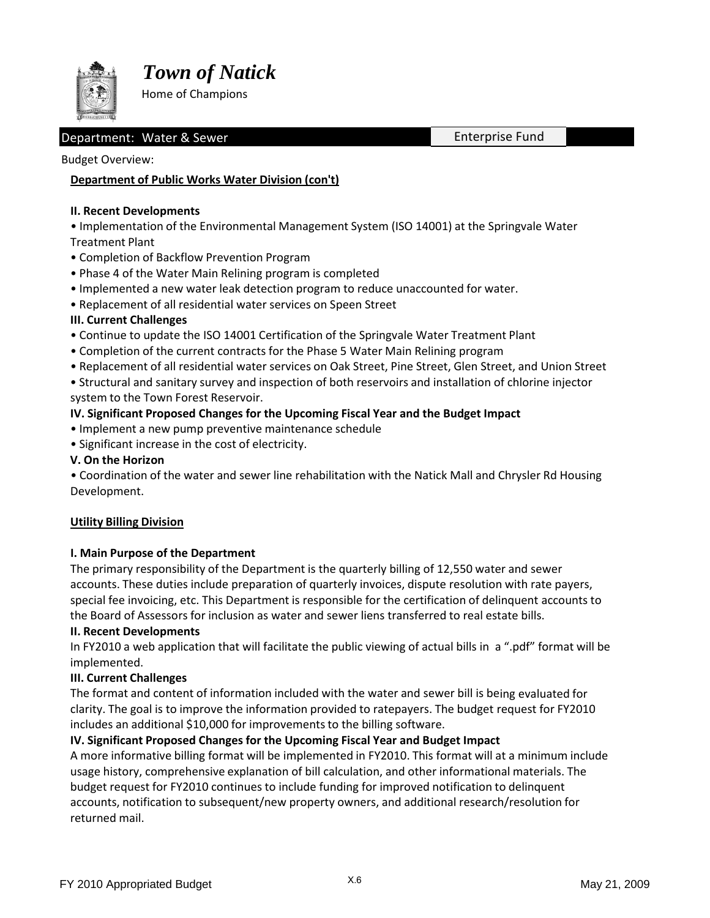# *Town of Natick*

Home of Champions

Department: Water & Sewer | Enterprise Fund

Budget Overview:

**Department of Public Works Water Division (con't)**

**II. Recent Developments**

- Implementation of the Environmental Management System (ISO 14001) at the Springvale Water Treatment Plant
- Completion of Backflow Prevention Program
- Phase 4 of the Water Main Relining program is completed
- Implemented a new water leak detection program to reduce unaccounted for water.
- Replacement of all residential water services on Speen Street

**III. Current Challenges**

- Continue to update the ISO 14001 Certification of the Springvale Water Treatment Plant
- Completion of the current contracts for the Phase 5 Water Main Relining program
- Replacement of all residential water services on Oak Street, Pine Street, Glen Street, and Union Street
- Structural and sanitary survey and inspection of both reservoirs and installation of chlorine injector system to the Town Forest Reservoir.

**IV. Significant Proposed Changes for the Upcoming Fiscal Year and the Budget Impact**

- Implement a new pump preventive maintenance schedule
- Significant increase in the cost of electricity.

**V. On the Horizon**

- Coordination of the water and sewer line rehabilitation with the Natick Mall and Chrysler Rd Housing Development.

**Utility Billing Division**

**I. Main Purpose of the Department**

The primary responsibility of the Department is the quarterly billing of 12,550 water and sewer accounts. These duties include preparation of quarterly invoices, dispute resolution with rate payers, special fee invoicing, etc. This Department is responsible for the certification of delinquent accounts to the Board of Assessors for inclusion as water and sewer liens transferred to real estate bills.

**II. Recent Developments**

In FY2010 a web application that will facilitate the public viewing of actual bills in a ".pdf" format will be implemented.

**III. Current Challenges**

The format and content of information included with the water and sewer bill is being evaluated for clarity. The goal is to improve the information provided to ratepayers. The budget request for FY2010 includes an additional $10,000 for improvements to the billing software.

**IV. Significant Proposed Changes for the Upcoming Fiscal Year and Budget Impact**

A more informative billing format will be implemented in FY2010. This format will at a minimum include usage history, comprehensive explanation of bill calculation, and other informational materials. The budget request for FY2010 continues to include funding for improved notification to delinquent accounts, notification to subsequent/new property owners, and additional research/resolution for returned mail.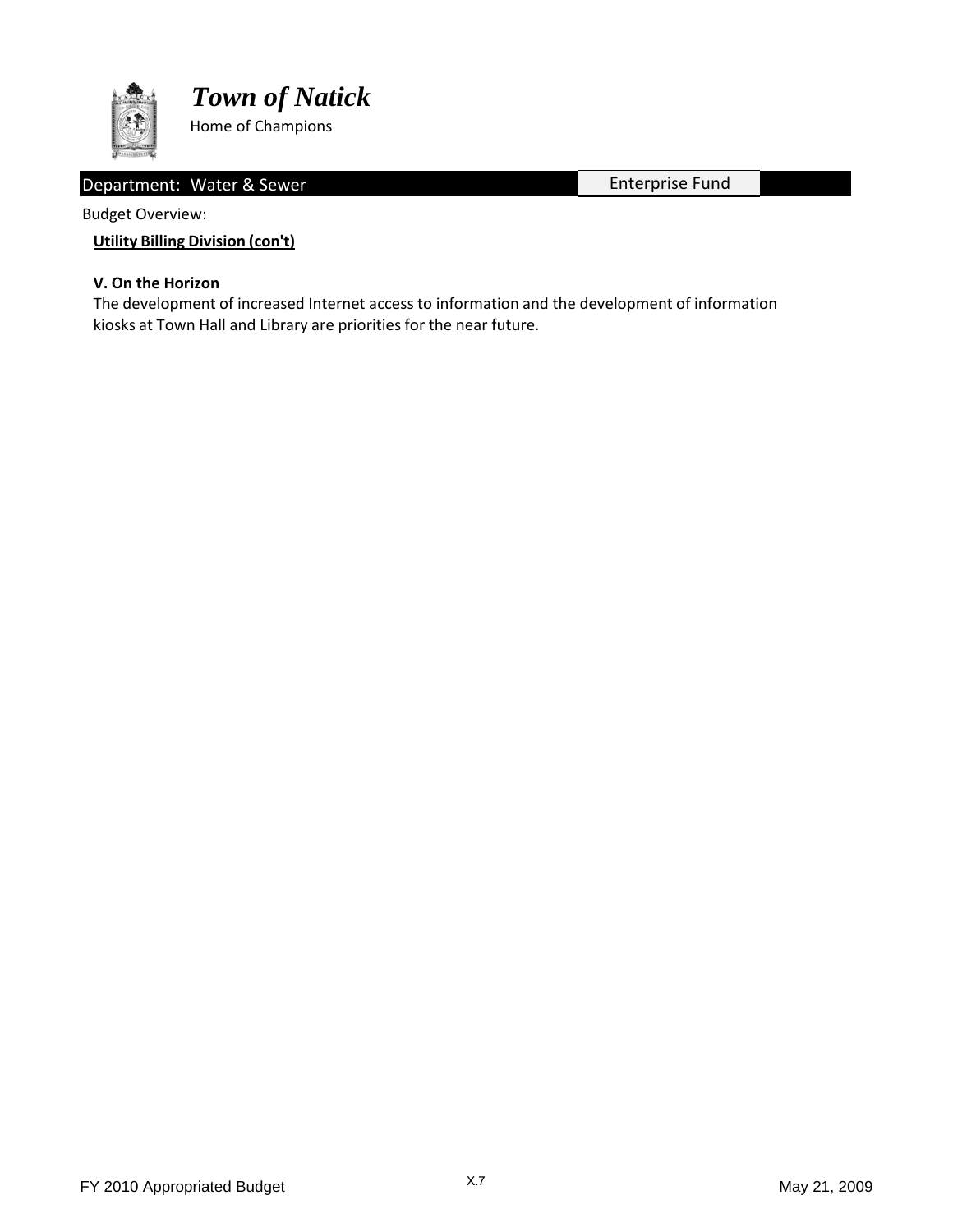# *Town of Natick*

Home of Champions

Department: Water & Sewer | Enterprise Fund

Budget Overview:

**Utility Billing Division (con't)**

**V. On the Horizon**

The development of increased Internet access to information and the development of information kiosks at Town Hall and Library are priorities for the near future.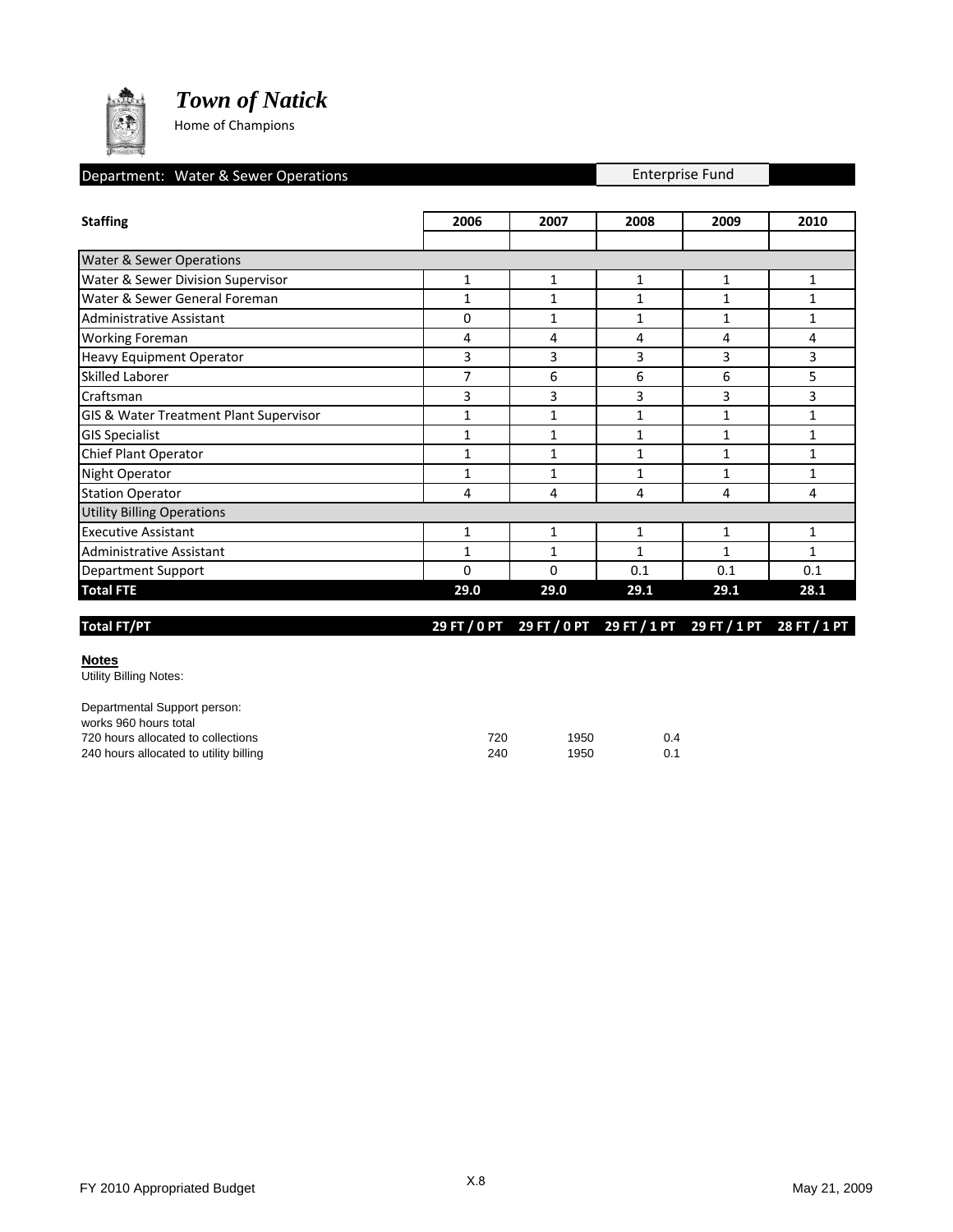# *Town of Natick*

Home of Champions

Department: Water & Sewer Operations | Enterprise Fund

| Staffing | 2006 | 2007 | 2008 | 2009 | 2010 |
|---|---|---|---|---|---|
| Water & Sewer Operations | | | | | |
| Water & Sewer Division Supervisor | 1 | 1 | 1 | 1 | 1 |
| Water & Sewer General Foreman | 1 | 1 | 1 | 1 | 1 |
| Administrative Assistant | 0 | 1 | 1 | 1 | 1 |
| Working Foreman | 4 | 4 | 4 | 4 | 4 |
| Heavy Equipment Operator | 3 | 3 | 3 | 3 | 3 |
| Skilled Laborer | 7 | 6 | 6 | 6 | 5 |
| Craftsman | 3 | 3 | 3 | 3 | 3 |
| GIS & Water Treatment Plant Supervisor | 1 | 1 | 1 | 1 | 1 |
| GIS Specialist | 1 | 1 | 1 | 1 | 1 |
| Chief Plant Operator | 1 | 1 | 1 | 1 | 1 |
| Night Operator | 1 | 1 | 1 | 1 | 1 |
| Station Operator | 4 | 4 | 4 | 4 | 4 |
| Utility Billing Operations | | | | | |
| Executive Assistant | 1 | 1 | 1 | 1 | 1 |
| Administrative Assistant | 1 | 1 | 1 | 1 | 1 |
| Department Support | 0 | 0 | 0.1 | 0.1 | 0.1 |
| **Total FTE** | **29.0** | **29.0** | **29.1** | **29.1** | **28.1** |
| **Total FT/PT** | **29 FT / 0 PT** | **29 FT / 0 PT** | **29 FT / 1 PT** | **29 FT / 1 PT** | **28 FT / 1 PT** |

**Notes**

Utility Billing Notes:

Departmental Support person:
works 960 hours total

| | | | |
|---|---|---|---|
| 720 hours allocated to collections | 720 | 1950 | 0.4 |
| 240 hours allocated to utility billing | 240 | 1950 | 0.1 |

FY 2010 Appropriated Budget | X.8 | May 21, 2009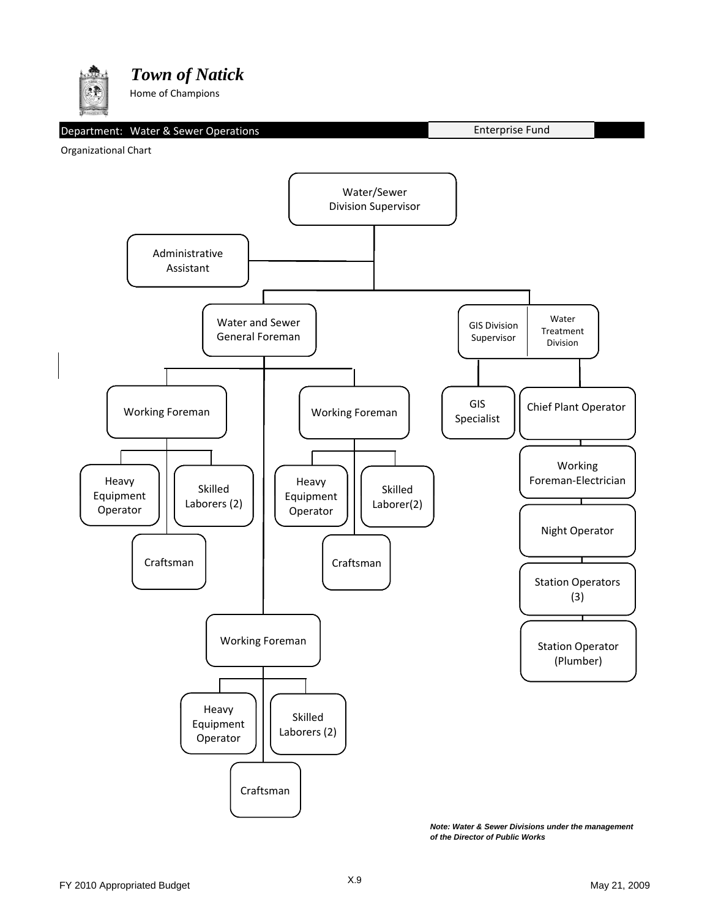# *Town of Natick*

Home of Champions

Department: Water & Sewer Operations | Enterprise Fund

Organizational Chart

- Water/Sewer Division Supervisor
  - Administrative Assistant
  - Water and Sewer General Foreman
    - Working Foreman
      - Heavy Equipment Operator
      - Skilled Laborers (2)
      - Craftsman
    - Working Foreman
      - Heavy Equipment Operator
      - Skilled Laborer(2)
      - Craftsman
    - Working Foreman
      - Heavy Equipment Operator
      - Skilled Laborers (2)
      - Craftsman
  - GIS Division Supervisor
    - GIS Specialist
  - Water Treatment Division
    - Chief Plant Operator
      - Working Foreman-Electrician
      - Night Operator
      - Station Operators (3)
      - Station Operator (Plumber)

***Note: Water & Sewer Divisions under the management of the Director of Public Works***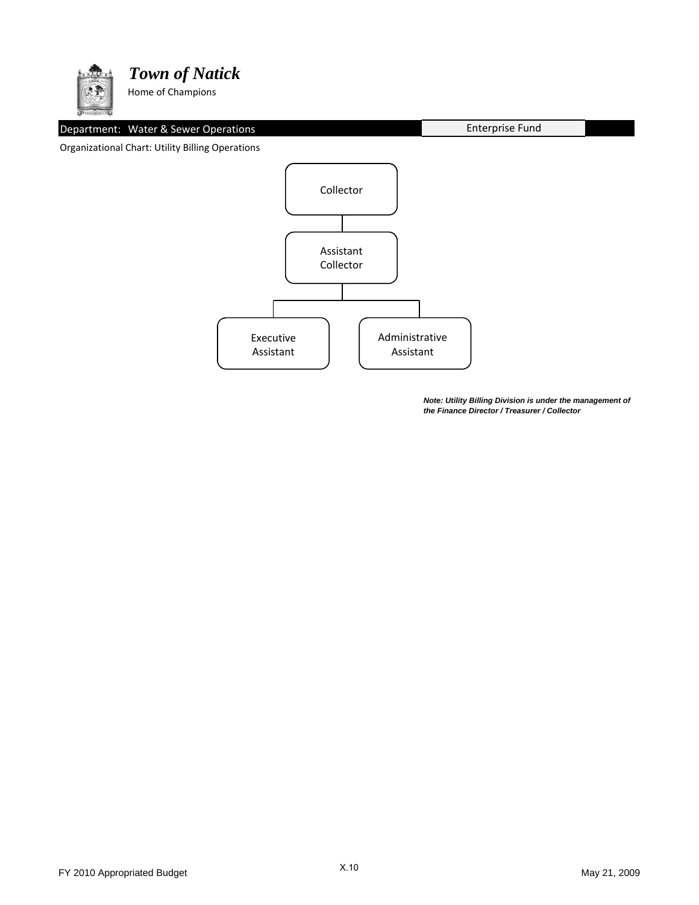# Town of Natick

Home of Champions

**Department: Water & Sewer Operations** | Enterprise Fund

Organizational Chart: Utility Billing Operations

- Collector
  - Assistant Collector
    - Executive Assistant
    - Administrative Assistant

***Note: Utility Billing Division is under the management of the Finance Director / Treasurer / Collector***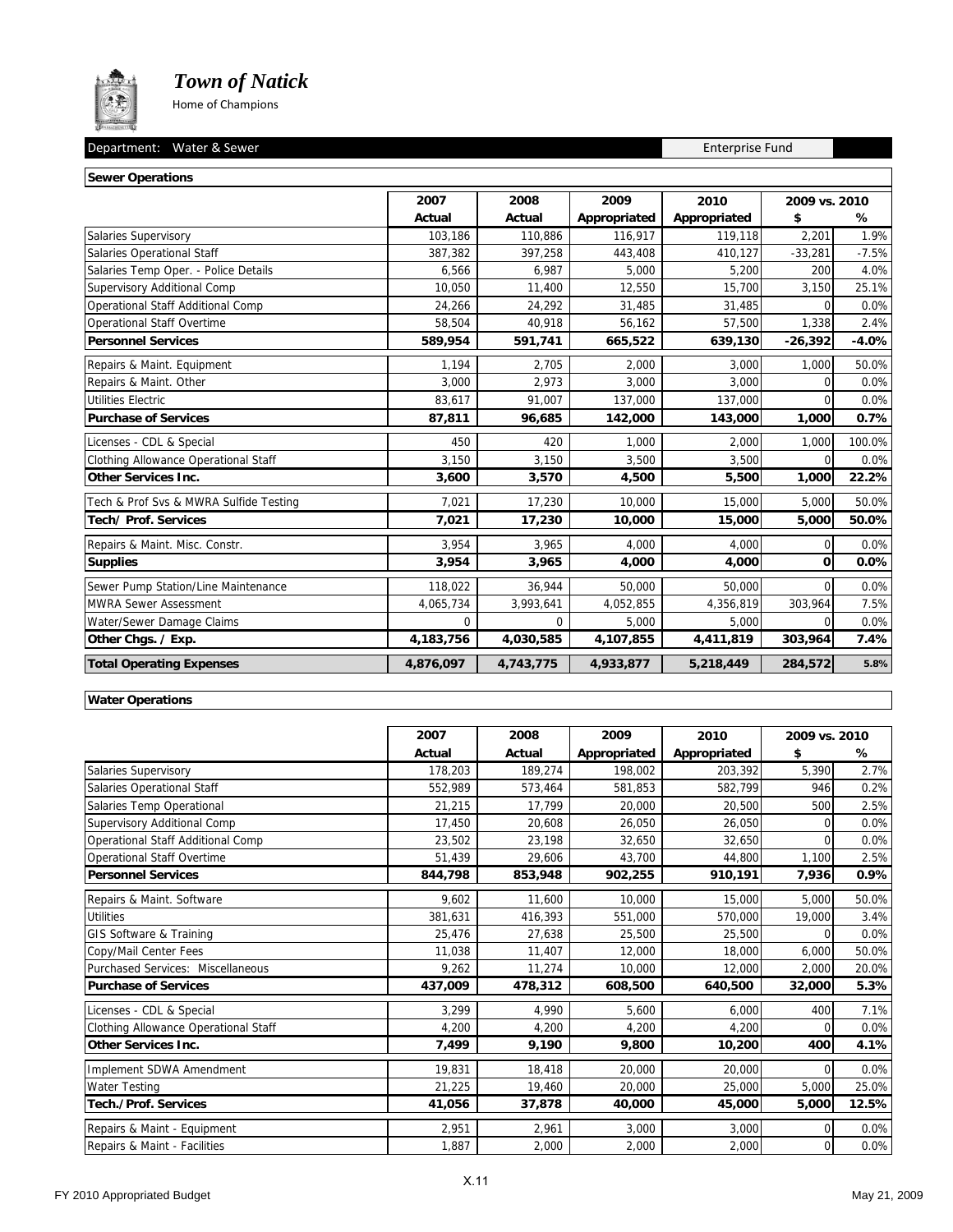# *Town of Natick*

Home of Champions

Department: Water & Sewer — Enterprise Fund

## Sewer Operations

| | 2007 Actual | 2008 Actual | 2009 Appropriated | 2010 Appropriated | 2009 vs. 2010 $ | 2009 vs. 2010 % |
|---|---|---|---|---|---|---|
| Salaries Supervisory | 103,186 | 110,886 | 116,917 | 119,118 | 2,201 | 1.9% |
| Salaries Operational Staff | 387,382 | 397,258 | 443,408 | 410,127 | -33,281 | -7.5% |
| Salaries Temp Oper. - Police Details | 6,566 | 6,987 | 5,000 | 5,200 | 200 | 4.0% |
| Supervisory Additional Comp | 10,050 | 11,400 | 12,550 | 15,700 | 3,150 | 25.1% |
| Operational Staff Additional Comp | 24,266 | 24,292 | 31,485 | 31,485 | 0 | 0.0% |
| Operational Staff Overtime | 58,504 | 40,918 | 56,162 | 57,500 | 1,338 | 2.4% |
| **Personnel Services** | **589,954** | **591,741** | **665,522** | **639,130** | **-26,392** | **-4.0%** |
| Repairs & Maint. Equipment | 1,194 | 2,705 | 2,000 | 3,000 | 1,000 | 50.0% |
| Repairs & Maint. Other | 3,000 | 2,973 | 3,000 | 3,000 | 0 | 0.0% |
| Utilities Electric | 83,617 | 91,007 | 137,000 | 137,000 | 0 | 0.0% |
| **Purchase of Services** | **87,811** | **96,685** | **142,000** | **143,000** | **1,000** | **0.7%** |
| Licenses - CDL & Special | 450 | 420 | 1,000 | 2,000 | 1,000 | 100.0% |
| Clothing Allowance Operational Staff | 3,150 | 3,150 | 3,500 | 3,500 | 0 | 0.0% |
| **Other Services Inc.** | **3,600** | **3,570** | **4,500** | **5,500** | **1,000** | **22.2%** |
| Tech & Prof Svs & MWRA Sulfide Testing | 7,021 | 17,230 | 10,000 | 15,000 | 5,000 | 50.0% |
| **Tech/ Prof. Services** | **7,021** | **17,230** | **10,000** | **15,000** | **5,000** | **50.0%** |
| Repairs & Maint. Misc. Constr. | 3,954 | 3,965 | 4,000 | 4,000 | 0 | 0.0% |
| **Supplies** | **3,954** | **3,965** | **4,000** | **4,000** | **0** | **0.0%** |
| Sewer Pump Station/Line Maintenance | 118,022 | 36,944 | 50,000 | 50,000 | 0 | 0.0% |
| MWRA Sewer Assessment | 4,065,734 | 3,993,641 | 4,052,855 | 4,356,819 | 303,964 | 7.5% |
| Water/Sewer Damage Claims | 0 | 0 | 5,000 | 5,000 | 0 | 0.0% |
| **Other Chgs. / Exp.** | **4,183,756** | **4,030,585** | **4,107,855** | **4,411,819** | **303,964** | **7.4%** |
| **Total Operating Expenses** | **4,876,097** | **4,743,775** | **4,933,877** | **5,218,449** | **284,572** | **5.8%** |

## Water Operations

| | 2007 Actual | 2008 Actual | 2009 Appropriated | 2010 Appropriated | 2009 vs. 2010 $ | 2009 vs. 2010 % |
|---|---|---|---|---|---|---|
| Salaries Supervisory | 178,203 | 189,274 | 198,002 | 203,392 | 5,390 | 2.7% |
| Salaries Operational Staff | 552,989 | 573,464 | 581,853 | 582,799 | 946 | 0.2% |
| Salaries Temp Operational | 21,215 | 17,799 | 20,000 | 20,500 | 500 | 2.5% |
| Supervisory Additional Comp | 17,450 | 20,608 | 26,050 | 26,050 | 0 | 0.0% |
| Operational Staff Additional Comp | 23,502 | 23,198 | 32,650 | 32,650 | 0 | 0.0% |
| Operational Staff Overtime | 51,439 | 29,606 | 43,700 | 44,800 | 1,100 | 2.5% |
| **Personnel Services** | **844,798** | **853,948** | **902,255** | **910,191** | **7,936** | **0.9%** |
| Repairs & Maint. Software | 9,602 | 11,600 | 10,000 | 15,000 | 5,000 | 50.0% |
| Utilities | 381,631 | 416,393 | 551,000 | 570,000 | 19,000 | 3.4% |
| GIS Software & Training | 25,476 | 27,638 | 25,500 | 25,500 | 0 | 0.0% |
| Copy/Mail Center Fees | 11,038 | 11,407 | 12,000 | 18,000 | 6,000 | 50.0% |
| Purchased Services: Miscellaneous | 9,262 | 11,274 | 10,000 | 12,000 | 2,000 | 20.0% |
| **Purchase of Services** | **437,009** | **478,312** | **608,500** | **640,500** | **32,000** | **5.3%** |
| Licenses - CDL & Special | 3,299 | 4,990 | 5,600 | 6,000 | 400 | 7.1% |
| Clothing Allowance Operational Staff | 4,200 | 4,200 | 4,200 | 4,200 | 0 | 0.0% |
| **Other Services Inc.** | **7,499** | **9,190** | **9,800** | **10,200** | **400** | **4.1%** |
| Implement SDWA Amendment | 19,831 | 18,418 | 20,000 | 20,000 | 0 | 0.0% |
| Water Testing | 21,225 | 19,460 | 20,000 | 25,000 | 5,000 | 25.0% |
| **Tech./Prof. Services** | **41,056** | **37,878** | **40,000** | **45,000** | **5,000** | **12.5%** |
| Repairs & Maint - Equipment | 2,951 | 2,961 | 3,000 | 3,000 | 0 | 0.0% |
| Repairs & Maint - Facilities | 1,887 | 2,000 | 2,000 | 2,000 | 0 | 0.0% |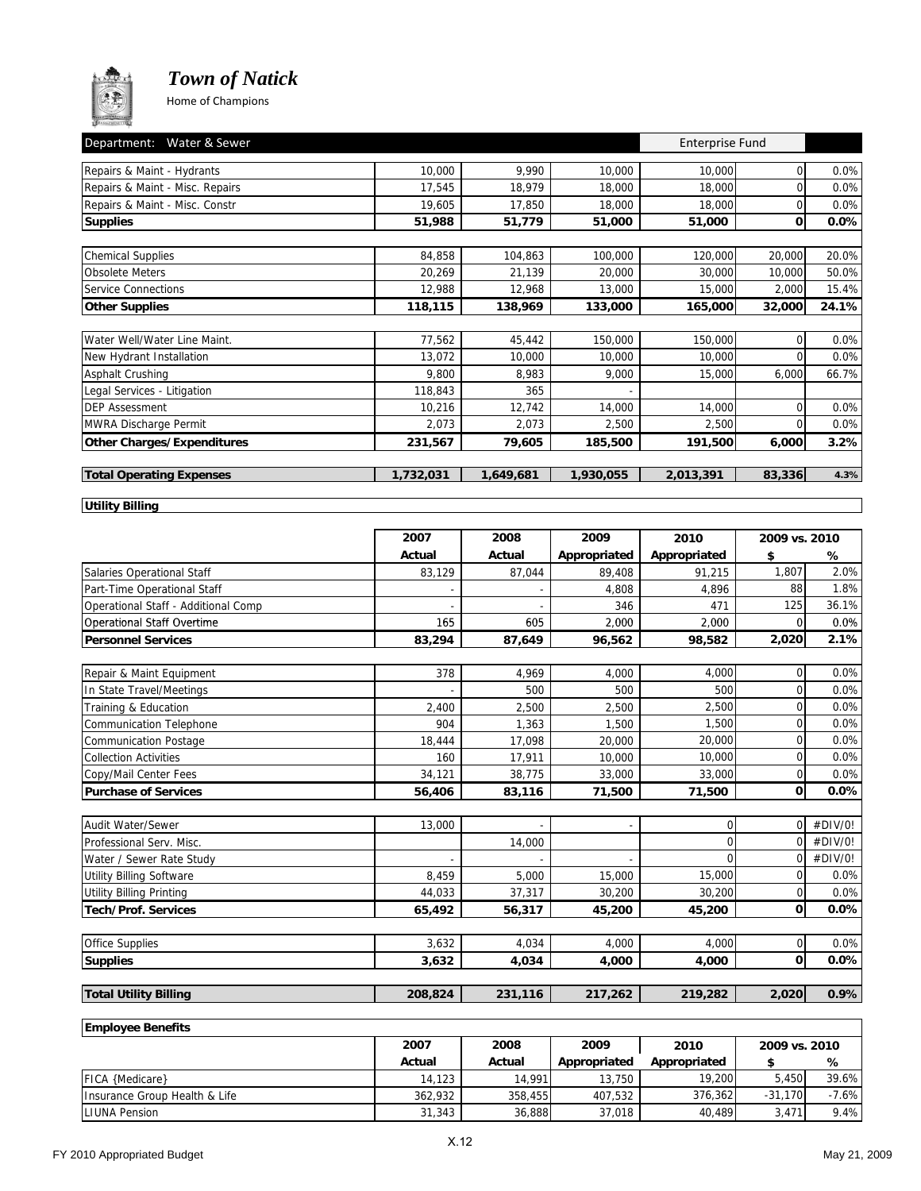# *Town of Natick*

Home of Champions

Department: Water & Sewer — Enterprise Fund

| | | | | | | |
|---|---|---|---|---|---|---|
| Repairs & Maint - Hydrants | 10,000 | 9,990 | 10,000 | 10,000 | 0 | 0.0% |
| Repairs & Maint - Misc. Repairs | 17,545 | 18,979 | 18,000 | 18,000 | 0 | 0.0% |
| Repairs & Maint - Misc. Constr | 19,605 | 17,850 | 18,000 | 18,000 | 0 | 0.0% |
| **Supplies** | **51,988** | **51,779** | **51,000** | **51,000** | **0** | **0.0%** |
| | | | | | | |
| Chemical Supplies | 84,858 | 104,863 | 100,000 | 120,000 | 20,000 | 20.0% |
| Obsolete Meters | 20,269 | 21,139 | 20,000 | 30,000 | 10,000 | 50.0% |
| Service Connections | 12,988 | 12,968 | 13,000 | 15,000 | 2,000 | 15.4% |
| **Other Supplies** | **118,115** | **138,969** | **133,000** | **165,000** | **32,000** | **24.1%** |
| | | | | | | |
| Water Well/Water Line Maint. | 77,562 | 45,442 | 150,000 | 150,000 | 0 | 0.0% |
| New Hydrant Installation | 13,072 | 10,000 | 10,000 | 10,000 | 0 | 0.0% |
| Asphalt Crushing | 9,800 | 8,983 | 9,000 | 15,000 | 6,000 | 66.7% |
| Legal Services - Litigation | 118,843 | 365 | - | | | |
| DEP Assessment | 10,216 | 12,742 | 14,000 | 14,000 | 0 | 0.0% |
| MWRA Discharge Permit | 2,073 | 2,073 | 2,500 | 2,500 | 0 | 0.0% |
| **Other Charges/Expenditures** | **231,567** | **79,605** | **185,500** | **191,500** | **6,000** | **3.2%** |
| | | | | | | |
| **Total Operating Expenses** | **1,732,031** | **1,649,681** | **1,930,055** | **2,013,391** | **83,336** | **4.3%** |

**Utility Billing**

| | 2007 Actual | 2008 Actual | 2009 Appropriated | 2010 Appropriated | 2009 vs. 2010 $ | 2009 vs. 2010 % |
|---|---|---|---|---|---|---|
| Salaries Operational Staff | 83,129 | 87,044 | 89,408 | 91,215 | 1,807 | 2.0% |
| Part-Time Operational Staff | - | - | 4,808 | 4,896 | 88 | 1.8% |
| Operational Staff - Additional Comp | - | - | 346 | 471 | 125 | 36.1% |
| Operational Staff Overtime | 165 | 605 | 2,000 | 2,000 | 0 | 0.0% |
| **Personnel Services** | **83,294** | **87,649** | **96,562** | **98,582** | **2,020** | **2.1%** |
| | | | | | | |
| Repair & Maint Equipment | 378 | 4,969 | 4,000 | 4,000 | 0 | 0.0% |
| In State Travel/Meetings | - | 500 | 500 | 500 | 0 | 0.0% |
| Training & Education | 2,400 | 2,500 | 2,500 | 2,500 | 0 | 0.0% |
| Communication Telephone | 904 | 1,363 | 1,500 | 1,500 | 0 | 0.0% |
| Communication Postage | 18,444 | 17,098 | 20,000 | 20,000 | 0 | 0.0% |
| Collection Activities | 160 | 17,911 | 10,000 | 10,000 | 0 | 0.0% |
| Copy/Mail Center Fees | 34,121 | 38,775 | 33,000 | 33,000 | 0 | 0.0% |
| **Purchase of Services** | **56,406** | **83,116** | **71,500** | **71,500** | **0** | **0.0%** |
| | | | | | | |
| Audit Water/Sewer | 13,000 | - | - | 0 | 0 | #DIV/0! |
| Professional Serv. Misc. | | 14,000 | | 0 | 0 | #DIV/0! |
| Water / Sewer Rate Study | - | - | - | 0 | 0 | #DIV/0! |
| Utility Billing Software | 8,459 | 5,000 | 15,000 | 15,000 | 0 | 0.0% |
| Utility Billing Printing | 44,033 | 37,317 | 30,200 | 30,200 | 0 | 0.0% |
| **Tech/Prof. Services** | **65,492** | **56,317** | **45,200** | **45,200** | **0** | **0.0%** |
| | | | | | | |
| Office Supplies | 3,632 | 4,034 | 4,000 | 4,000 | 0 | 0.0% |
| **Supplies** | **3,632** | **4,034** | **4,000** | **4,000** | **0** | **0.0%** |
| | | | | | | |
| **Total Utility Billing** | **208,824** | **231,116** | **217,262** | **219,282** | **2,020** | **0.9%** |

**Employee Benefits**

| | 2007 Actual | 2008 Actual | 2009 Appropriated | 2010 Appropriated | 2009 vs. 2010 $ | 2009 vs. 2010 % |
|---|---|---|---|---|---|---|
| FICA {Medicare} | 14,123 | 14,991 | 13,750 | 19,200 | 5,450 | 39.6% |
| Insurance Group Health & Life | 362,932 | 358,455 | 407,532 | 376,362 | -31,170 | -7.6% |
| LIUNA Pension | 31,343 | 36,888 | 37,018 | 40,489 | 3,471 | 9.4% |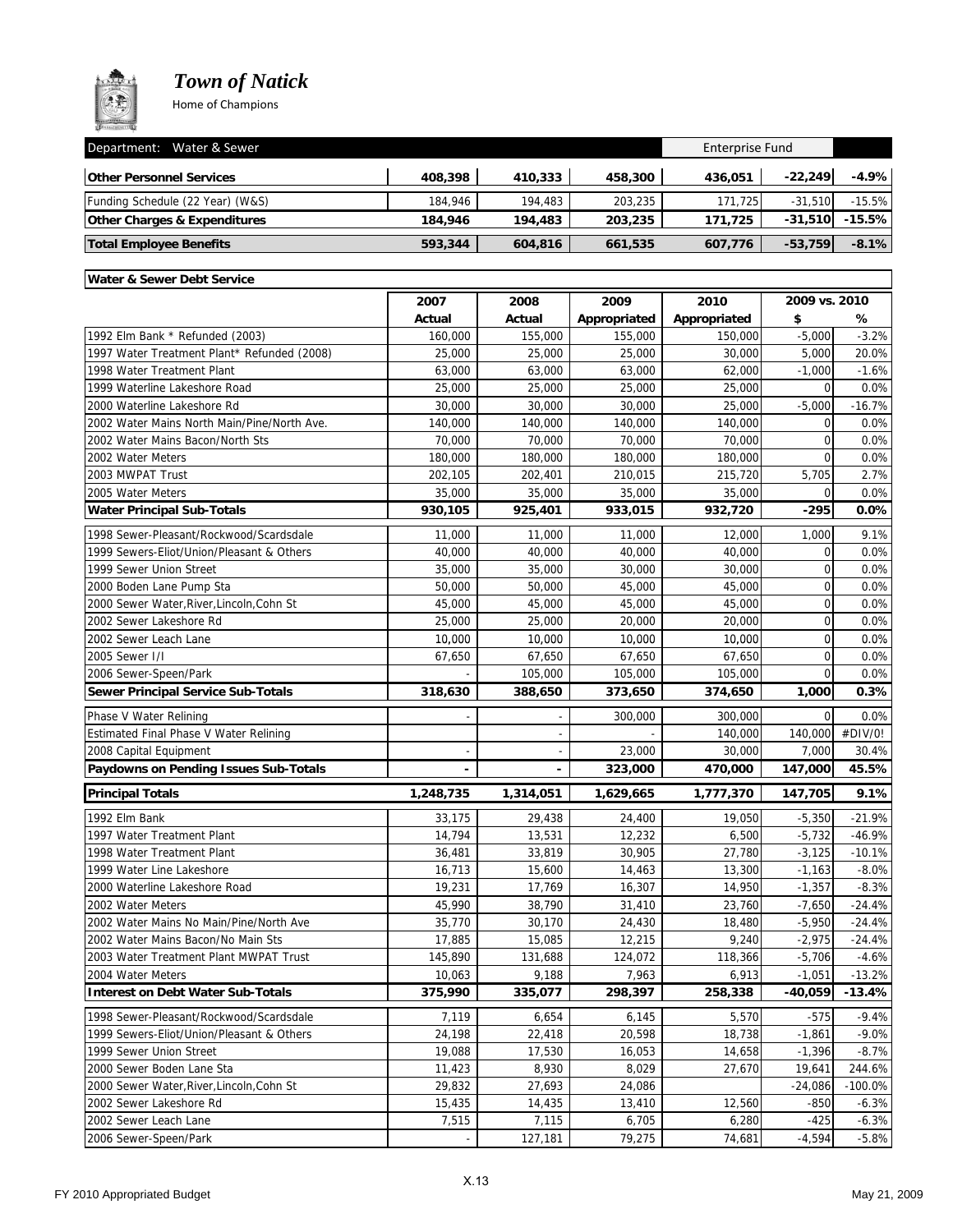# Town of Natick

Home of Champions

| Department: Water & Sewer | | | | Enterprise Fund | | |
|---|---|---|---|---|---|---|
| **Other Personnel Services** | **408,398** | **410,333** | **458,300** | **436,051** | **-22,249** | **-4.9%** |
| Funding Schedule (22 Year) (W&S) | 184,946 | 194,483 | 203,235 | 171,725 | -31,510 | -15.5% |
| **Other Charges & Expenditures** | **184,946** | **194,483** | **203,235** | **171,725** | **-31,510** | **-15.5%** |
| **Total Employee Benefits** | **593,344** | **604,816** | **661,535** | **607,776** | **-53,759** | **-8.1%** |

| Water & Sewer Debt Service | 2007 | 2008 | 2009 | 2010 | 2009 vs. 2010 | |
|---|---|---|---|---|---|---|
| | Actual | Actual | Appropriated | Appropriated | $ | % |
| 1992 Elm Bank * Refunded (2003) | 160,000 | 155,000 | 155,000 | 150,000 | -5,000 | -3.2% |
| 1997 Water Treatment Plant* Refunded (2008) | 25,000 | 25,000 | 25,000 | 30,000 | 5,000 | 20.0% |
| 1998 Water Treatment Plant | 63,000 | 63,000 | 63,000 | 62,000 | -1,000 | -1.6% |
| 1999 Waterline Lakeshore Road | 25,000 | 25,000 | 25,000 | 25,000 | 0 | 0.0% |
| 2000 Waterline Lakeshore Rd | 30,000 | 30,000 | 30,000 | 25,000 | -5,000 | -16.7% |
| 2002 Water Mains North Main/Pine/North Ave. | 140,000 | 140,000 | 140,000 | 140,000 | 0 | 0.0% |
| 2002 Water Mains Bacon/North Sts | 70,000 | 70,000 | 70,000 | 70,000 | 0 | 0.0% |
| 2002 Water Meters | 180,000 | 180,000 | 180,000 | 180,000 | 0 | 0.0% |
| 2003 MWPAT Trust | 202,105 | 202,401 | 210,015 | 215,720 | 5,705 | 2.7% |
| 2005 Water Meters | 35,000 | 35,000 | 35,000 | 35,000 | 0 | 0.0% |
| **Water Principal Sub-Totals** | **930,105** | **925,401** | **933,015** | **932,720** | **-295** | **0.0%** |
| 1998 Sewer-Pleasant/Rockwood/Scardsdale | 11,000 | 11,000 | 11,000 | 12,000 | 1,000 | 9.1% |
| 1999 Sewers-Eliot/Union/Pleasant & Others | 40,000 | 40,000 | 40,000 | 40,000 | 0 | 0.0% |
| 1999 Sewer Union Street | 35,000 | 35,000 | 30,000 | 30,000 | 0 | 0.0% |
| 2000 Boden Lane Pump Sta | 50,000 | 50,000 | 45,000 | 45,000 | 0 | 0.0% |
| 2000 Sewer Water,River,Lincoln,Cohn St | 45,000 | 45,000 | 45,000 | 45,000 | 0 | 0.0% |
| 2002 Sewer Lakeshore Rd | 25,000 | 25,000 | 20,000 | 20,000 | 0 | 0.0% |
| 2002 Sewer Leach Lane | 10,000 | 10,000 | 10,000 | 10,000 | 0 | 0.0% |
| 2005 Sewer I/I | 67,650 | 67,650 | 67,650 | 67,650 | 0 | 0.0% |
| 2006 Sewer-Speen/Park | - | 105,000 | 105,000 | 105,000 | 0 | 0.0% |
| **Sewer Principal Service Sub-Totals** | **318,630** | **388,650** | **373,650** | **374,650** | **1,000** | **0.3%** |
| Phase V Water Relining | - | - | 300,000 | 300,000 | 0 | 0.0% |
| Estimated Final Phase V Water Relining | | - | - | 140,000 | 140,000 | #DIV/0! |
| 2008 Capital Equipment | - | - | 23,000 | 30,000 | 7,000 | 30.4% |
| **Paydowns on Pending Issues Sub-Totals** | **-** | **-** | **323,000** | **470,000** | **147,000** | **45.5%** |
| **Principal Totals** | **1,248,735** | **1,314,051** | **1,629,665** | **1,777,370** | **147,705** | **9.1%** |
| 1992 Elm Bank | 33,175 | 29,438 | 24,400 | 19,050 | -5,350 | -21.9% |
| 1997 Water Treatment Plant | 14,794 | 13,531 | 12,232 | 6,500 | -5,732 | -46.9% |
| 1998 Water Treatment Plant | 36,481 | 33,819 | 30,905 | 27,780 | -3,125 | -10.1% |
| 1999 Water Line Lakeshore | 16,713 | 15,600 | 14,463 | 13,300 | -1,163 | -8.0% |
| 2000 Waterline Lakeshore Road | 19,231 | 17,769 | 16,307 | 14,950 | -1,357 | -8.3% |
| 2002 Water Meters | 45,990 | 38,790 | 31,410 | 23,760 | -7,650 | -24.4% |
| 2002 Water Mains No Main/Pine/North Ave | 35,770 | 30,170 | 24,430 | 18,480 | -5,950 | -24.4% |
| 2002 Water Mains Bacon/No Main Sts | 17,885 | 15,085 | 12,215 | 9,240 | -2,975 | -24.4% |
| 2003 Water Treatment Plant MWPAT Trust | 145,890 | 131,688 | 124,072 | 118,366 | -5,706 | -4.6% |
| 2004 Water Meters | 10,063 | 9,188 | 7,963 | 6,913 | -1,051 | -13.2% |
| **Interest on Debt Water Sub-Totals** | **375,990** | **335,077** | **298,397** | **258,338** | **-40,059** | **-13.4%** |
| 1998 Sewer-Pleasant/Rockwood/Scardsdale | 7,119 | 6,654 | 6,145 | 5,570 | -575 | -9.4% |
| 1999 Sewers-Eliot/Union/Pleasant & Others | 24,198 | 22,418 | 20,598 | 18,738 | -1,861 | -9.0% |
| 1999 Sewer Union Street | 19,088 | 17,530 | 16,053 | 14,658 | -1,396 | -8.7% |
| 2000 Sewer Boden Lane Sta | 11,423 | 8,930 | 8,029 | 27,670 | 19,641 | 244.6% |
| 2000 Sewer Water,River,Lincoln,Cohn St | 29,832 | 27,693 | 24,086 | | -24,086 | -100.0% |
| 2002 Sewer Lakeshore Rd | 15,435 | 14,435 | 13,410 | 12,560 | -850 | -6.3% |
| 2002 Sewer Leach Lane | 7,515 | 7,115 | 6,705 | 6,280 | -425 | -6.3% |
| 2006 Sewer-Speen/Park | - | 127,181 | 79,275 | 74,681 | -4,594 | -5.8% |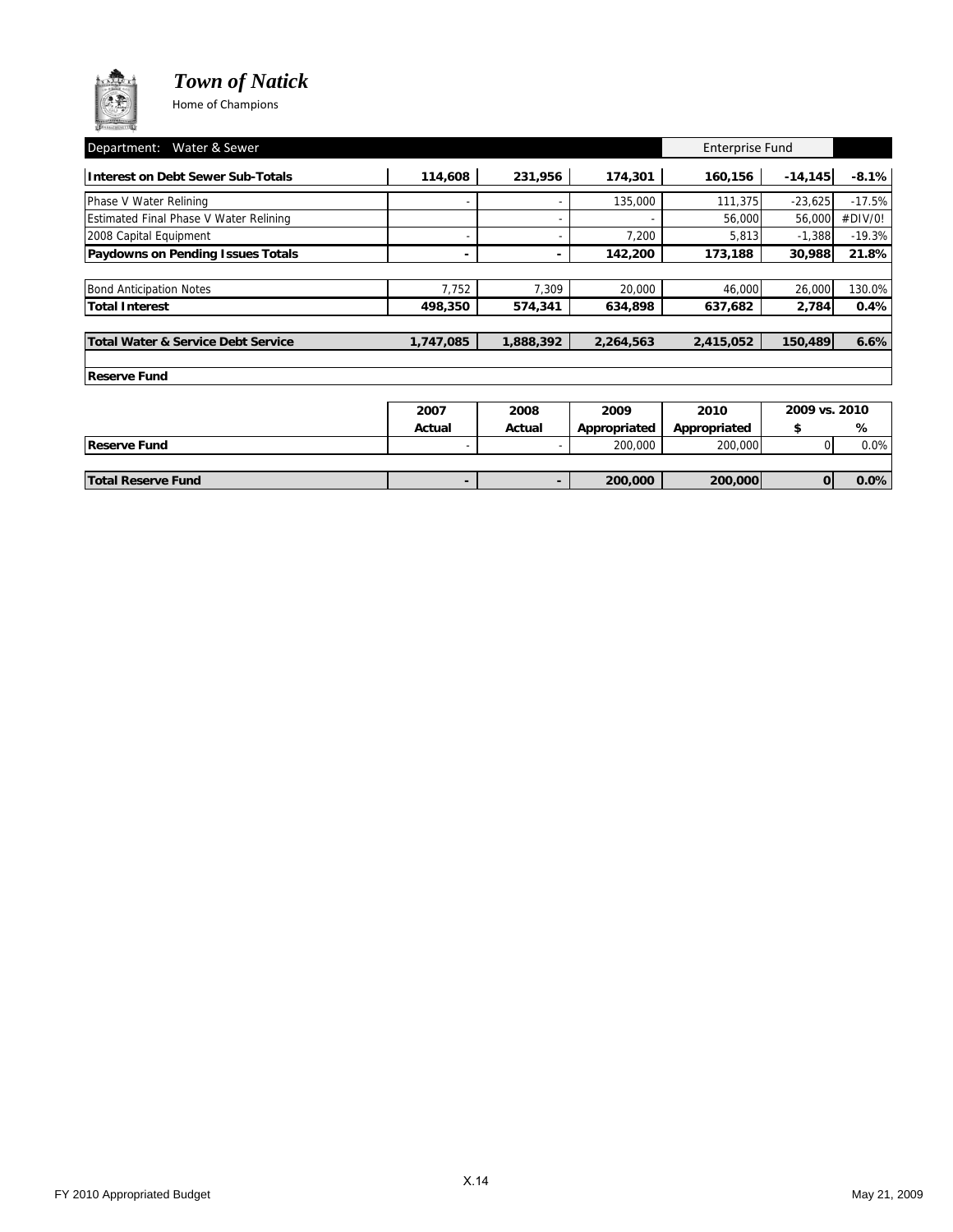# *Town of Natick*

Home of Champions

| Department: Water & Sewer | | | | Enterprise Fund | | |
|---|---|---|---|---|---|---|
| **Interest on Debt Sewer Sub-Totals** | **114,608** | **231,956** | **174,301** | **160,156** | **-14,145** | **-8.1%** |
| Phase V Water Relining | - | - | 135,000 | 111,375 | -23,625 | -17.5% |
| Estimated Final Phase V Water Relining | | - | - | 56,000 | 56,000 | #DIV/0! |
| 2008 Capital Equipment | - | - | 7,200 | 5,813 | -1,388 | -19.3% |
| **Paydowns on Pending Issues Totals** | **-** | **-** | **142,200** | **173,188** | **30,988** | **21.8%** |
| Bond Anticipation Notes | 7,752 | 7,309 | 20,000 | 46,000 | 26,000 | 130.0% |
| **Total Interest** | **498,350** | **574,341** | **634,898** | **637,682** | **2,784** | **0.4%** |
| **Total Water & Service Debt Service** | **1,747,085** | **1,888,392** | **2,264,563** | **2,415,052** | **150,489** | **6.6%** |

**Reserve Fund**

| | 2007 Actual | 2008 Actual | 2009 Appropriated | 2010 Appropriated | 2009 vs. 2010 $ | % |
|---|---|---|---|---|---|---|
| **Reserve Fund** | - | - | 200,000 | 200,000 | 0 | 0.0% |
| **Total Reserve Fund** | **-** | **-** | **200,000** | **200,000** | **0** | **0.0%** |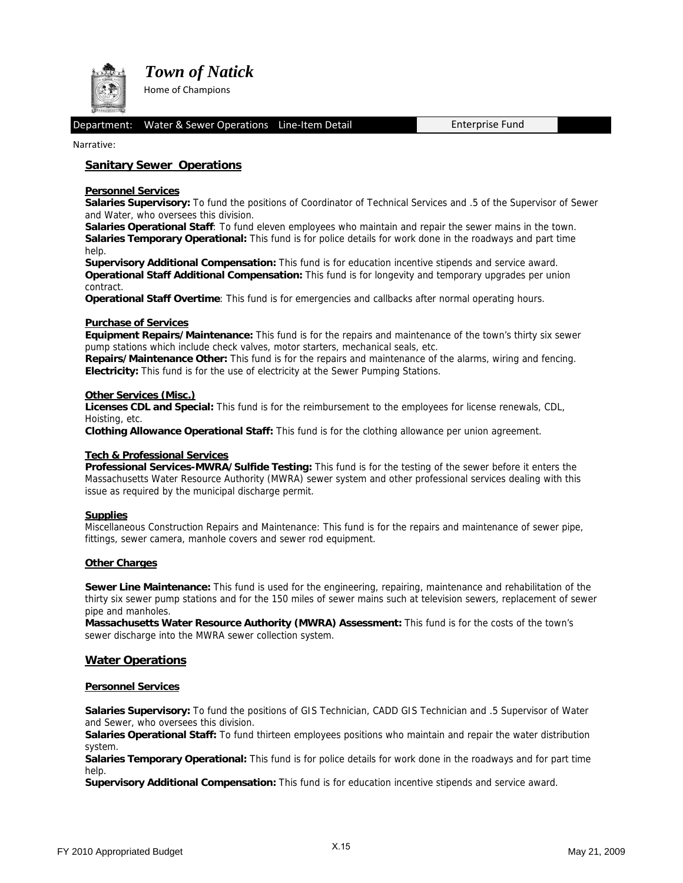# Town of Natick

Home of Champions

Department: Water & Sewer Operations Line-Item Detail | Enterprise Fund

Narrative:

## Sanitary Sewer Operations

### Personnel Services

**Salaries Supervisory:** To fund the positions of Coordinator of Technical Services and .5 of the Supervisor of Sewer and Water, who oversees this division.
**Salaries Operational Staff**: To fund eleven employees who maintain and repair the sewer mains in the town.
**Salaries Temporary Operational:** This fund is for police details for work done in the roadways and part time help.
**Supervisory Additional Compensation:** This fund is for education incentive stipends and service award.
**Operational Staff Additional Compensation:** This fund is for longevity and temporary upgrades per union contract.
**Operational Staff Overtime**: This fund is for emergencies and callbacks after normal operating hours.

### Purchase of Services

**Equipment Repairs/Maintenance:** This fund is for the repairs and maintenance of the town's thirty six sewer pump stations which include check valves, motor starters, mechanical seals, etc.
**Repairs/Maintenance Other:** This fund is for the repairs and maintenance of the alarms, wiring and fencing.
**Electricity:** This fund is for the use of electricity at the Sewer Pumping Stations.

### Other Services (Misc.)

**Licenses CDL and Special:** This fund is for the reimbursement to the employees for license renewals, CDL, Hoisting, etc.
**Clothing Allowance Operational Staff:** This fund is for the clothing allowance per union agreement.

### Tech & Professional Services

**Professional Services-MWRA/Sulfide Testing:** This fund is for the testing of the sewer before it enters the Massachusetts Water Resource Authority (MWRA) sewer system and other professional services dealing with this issue as required by the municipal discharge permit.

### Supplies

Miscellaneous Construction Repairs and Maintenance: This fund is for the repairs and maintenance of sewer pipe, fittings, sewer camera, manhole covers and sewer rod equipment.

### Other Charges

**Sewer Line Maintenance:** This fund is used for the engineering, repairing, maintenance and rehabilitation of the thirty six sewer pump stations and for the 150 miles of sewer mains such at television sewers, replacement of sewer pipe and manholes.
**Massachusetts Water Resource Authority (MWRA) Assessment:** This fund is for the costs of the town's sewer discharge into the MWRA sewer collection system.

## Water Operations

### Personnel Services

**Salaries Supervisory:** To fund the positions of GIS Technician, CADD GIS Technician and .5 Supervisor of Water and Sewer, who oversees this division.
**Salaries Operational Staff:** To fund thirteen employees positions who maintain and repair the water distribution system.
**Salaries Temporary Operational:** This fund is for police details for work done in the roadways and for part time help.
**Supervisory Additional Compensation:** This fund is for education incentive stipends and service award.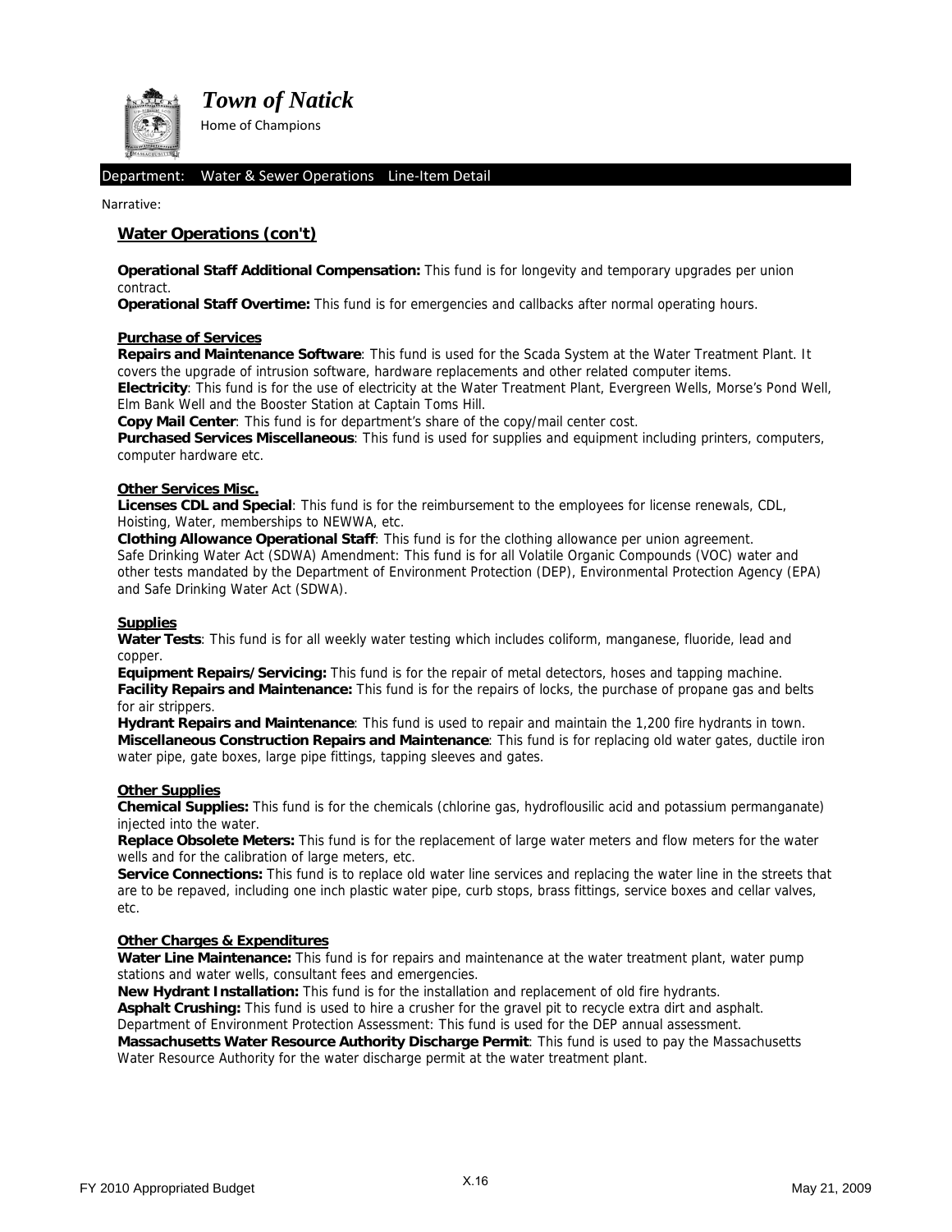Department: Water & Sewer Operations Line-Item Detail

Narrative:

## Water Operations (con't)

**Operational Staff Additional Compensation:** This fund is for longevity and temporary upgrades per union contract.
**Operational Staff Overtime:** This fund is for emergencies and callbacks after normal operating hours.

### Purchase of Services

**Repairs and Maintenance Software**: This fund is used for the Scada System at the Water Treatment Plant. It covers the upgrade of intrusion software, hardware replacements and other related computer items.
**Electricity**: This fund is for the use of electricity at the Water Treatment Plant, Evergreen Wells, Morse's Pond Well, Elm Bank Well and the Booster Station at Captain Toms Hill.
**Copy Mail Center**: This fund is for department's share of the copy/mail center cost.
**Purchased Services Miscellaneous**: This fund is used for supplies and equipment including printers, computers, computer hardware etc.

### Other Services Misc.

**Licenses CDL and Special**: This fund is for the reimbursement to the employees for license renewals, CDL, Hoisting, Water, memberships to NEWWA, etc.
**Clothing Allowance Operational Staff**: This fund is for the clothing allowance per union agreement.
Safe Drinking Water Act (SDWA) Amendment: This fund is for all Volatile Organic Compounds (VOC) water and other tests mandated by the Department of Environment Protection (DEP), Environmental Protection Agency (EPA) and Safe Drinking Water Act (SDWA).

### Supplies

**Water Tests**: This fund is for all weekly water testing which includes coliform, manganese, fluoride, lead and copper.
**Equipment Repairs/Servicing:** This fund is for the repair of metal detectors, hoses and tapping machine.
**Facility Repairs and Maintenance:** This fund is for the repairs of locks, the purchase of propane gas and belts for air strippers.
**Hydrant Repairs and Maintenance**: This fund is used to repair and maintain the 1,200 fire hydrants in town.
**Miscellaneous Construction Repairs and Maintenance**: This fund is for replacing old water gates, ductile iron water pipe, gate boxes, large pipe fittings, tapping sleeves and gates.

### Other Supplies

**Chemical Supplies:** This fund is for the chemicals (chlorine gas, hydroflousilic acid and potassium permanganate) injected into the water.
**Replace Obsolete Meters:** This fund is for the replacement of large water meters and flow meters for the water wells and for the calibration of large meters, etc.
**Service Connections:** This fund is to replace old water line services and replacing the water line in the streets that are to be repaved, including one inch plastic water pipe, curb stops, brass fittings, service boxes and cellar valves, etc.

### Other Charges & Expenditures

**Water Line Maintenance:** This fund is for repairs and maintenance at the water treatment plant, water pump stations and water wells, consultant fees and emergencies.
**New Hydrant Installation:** This fund is for the installation and replacement of old fire hydrants.
**Asphalt Crushing:** This fund is used to hire a crusher for the gravel pit to recycle extra dirt and asphalt.
Department of Environment Protection Assessment: This fund is used for the DEP annual assessment.
**Massachusetts Water Resource Authority Discharge Permit**: This fund is used to pay the Massachusetts Water Resource Authority for the water discharge permit at the water treatment plant.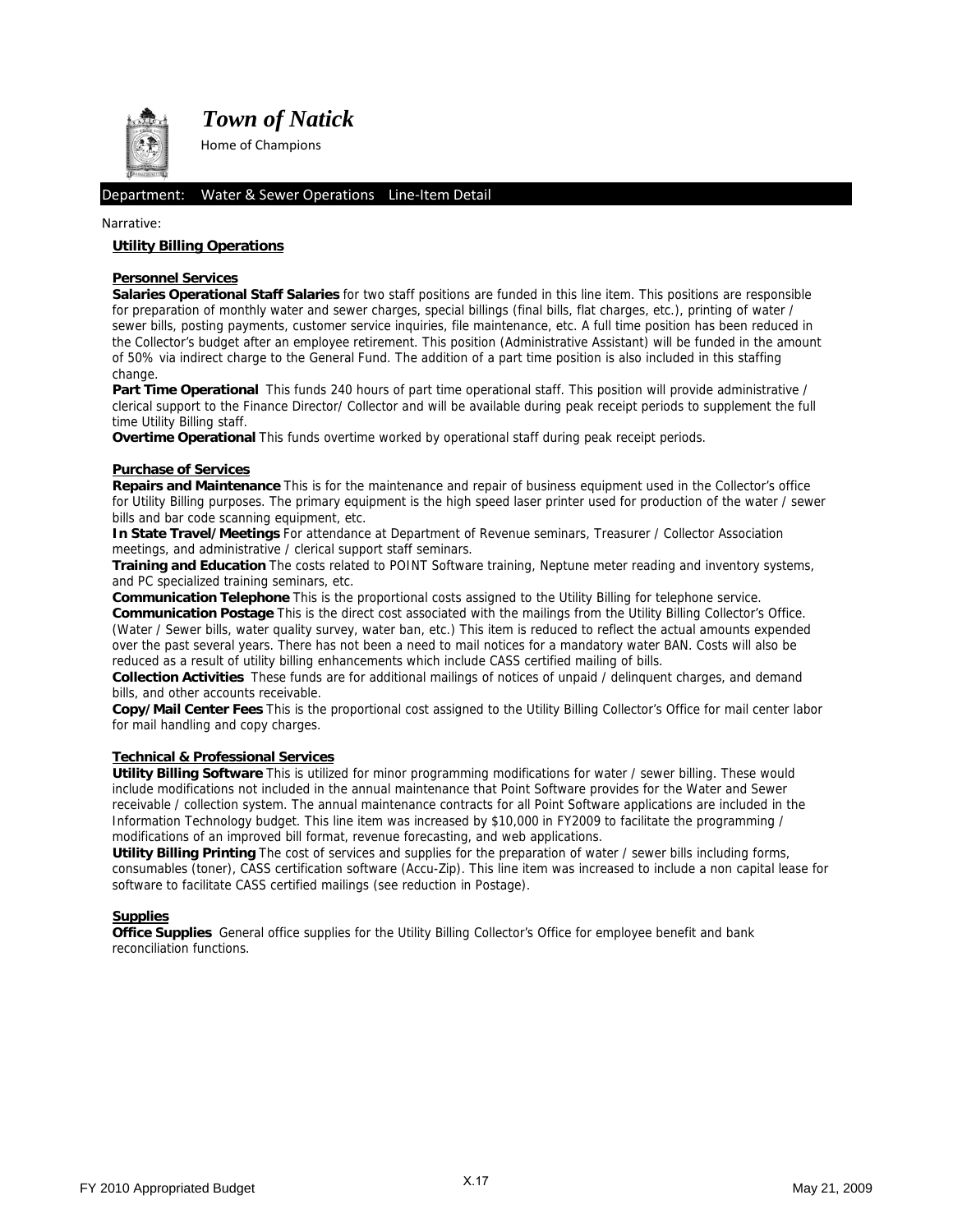# Town of Natick

Home of Champions

Department: Water & Sewer Operations Line-Item Detail

Narrative:

## Utility Billing Operations

### Personnel Services

**Salaries Operational Staff Salaries** for two staff positions are funded in this line item. This positions are responsible for preparation of monthly water and sewer charges, special billings (final bills, flat charges, etc.), printing of water / sewer bills, posting payments, customer service inquiries, file maintenance, etc. A full time position has been reduced in the Collector's budget after an employee retirement. This position (Administrative Assistant) will be funded in the amount of 50% via indirect charge to the General Fund. The addition of a part time position is also included in this staffing change.

**Part Time Operational** This funds 240 hours of part time operational staff. This position will provide administrative / clerical support to the Finance Director/ Collector and will be available during peak receipt periods to supplement the full time Utility Billing staff.

**Overtime Operational** This funds overtime worked by operational staff during peak receipt periods.

### Purchase of Services

**Repairs and Maintenance** This is for the maintenance and repair of business equipment used in the Collector's office for Utility Billing purposes. The primary equipment is the high speed laser printer used for production of the water / sewer bills and bar code scanning equipment, etc.

**In State Travel/Meetings** For attendance at Department of Revenue seminars, Treasurer / Collector Association meetings, and administrative / clerical support staff seminars.

**Training and Education** The costs related to POINT Software training, Neptune meter reading and inventory systems, and PC specialized training seminars, etc.

**Communication Telephone** This is the proportional costs assigned to the Utility Billing for telephone service.

**Communication Postage** This is the direct cost associated with the mailings from the Utility Billing Collector's Office. (Water / Sewer bills, water quality survey, water ban, etc.) This item is reduced to reflect the actual amounts expended over the past several years. There has not been a need to mail notices for a mandatory water BAN. Costs will also be reduced as a result of utility billing enhancements which include CASS certified mailing of bills.

**Collection Activities** These funds are for additional mailings of notices of unpaid / delinquent charges, and demand bills, and other accounts receivable.

**Copy/Mail Center Fees** This is the proportional cost assigned to the Utility Billing Collector's Office for mail center labor for mail handling and copy charges.

### Technical & Professional Services

**Utility Billing Software** This is utilized for minor programming modifications for water / sewer billing. These would include modifications not included in the annual maintenance that Point Software provides for the Water and Sewer receivable / collection system. The annual maintenance contracts for all Point Software applications are included in the Information Technology budget. This line item was increased by $10,000 in FY2009 to facilitate the programming / modifications of an improved bill format, revenue forecasting, and web applications.

**Utility Billing Printing** The cost of services and supplies for the preparation of water / sewer bills including forms, consumables (toner), CASS certification software (Accu-Zip). This line item was increased to include a non capital lease for software to facilitate CASS certified mailings (see reduction in Postage).

### Supplies

**Office Supplies** General office supplies for the Utility Billing Collector's Office for employee benefit and bank reconciliation functions.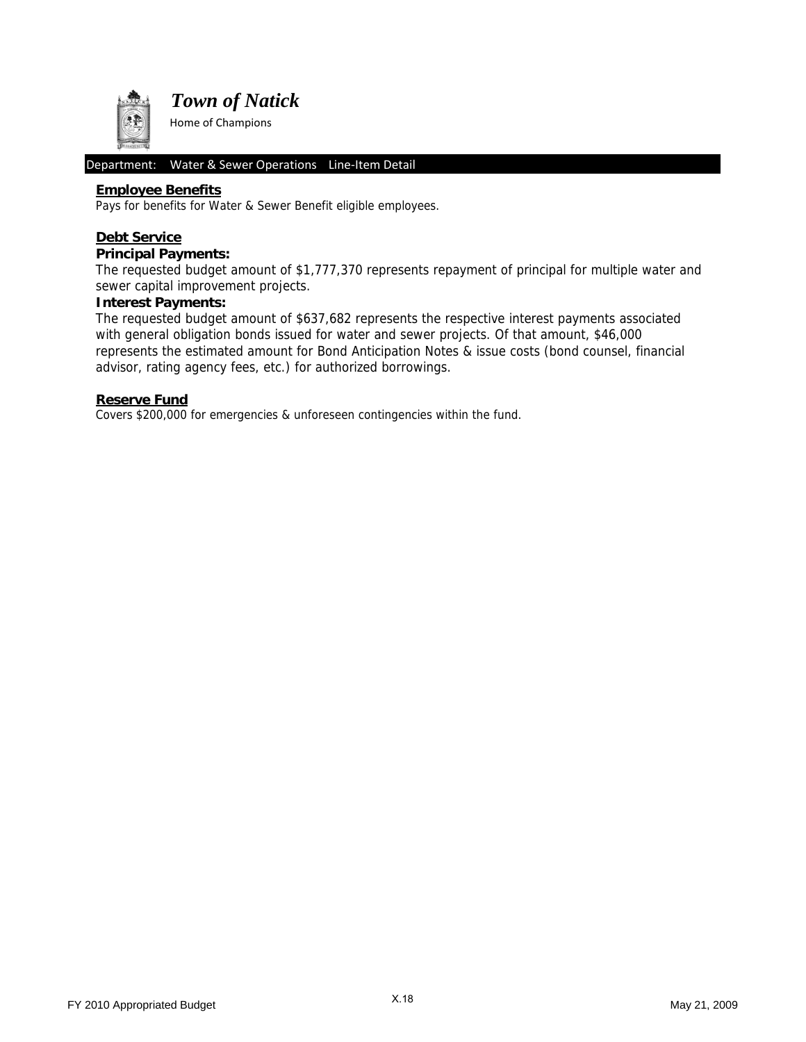# Town of Natick

Home of Champions

Department: Water & Sewer Operations Line-Item Detail

## Employee Benefits

Pays for benefits for Water & Sewer Benefit eligible employees.

## Debt Service

### Principal Payments:

The requested budget amount of $1,777,370 represents repayment of principal for multiple water and sewer capital improvement projects.

### Interest Payments:

The requested budget amount of $637,682 represents the respective interest payments associated with general obligation bonds issued for water and sewer projects. Of that amount, $46,000 represents the estimated amount for Bond Anticipation Notes & issue costs (bond counsel, financial advisor, rating agency fees, etc.) for authorized borrowings.

## Reserve Fund

Covers $200,000 for emergencies & unforeseen contingencies within the fund.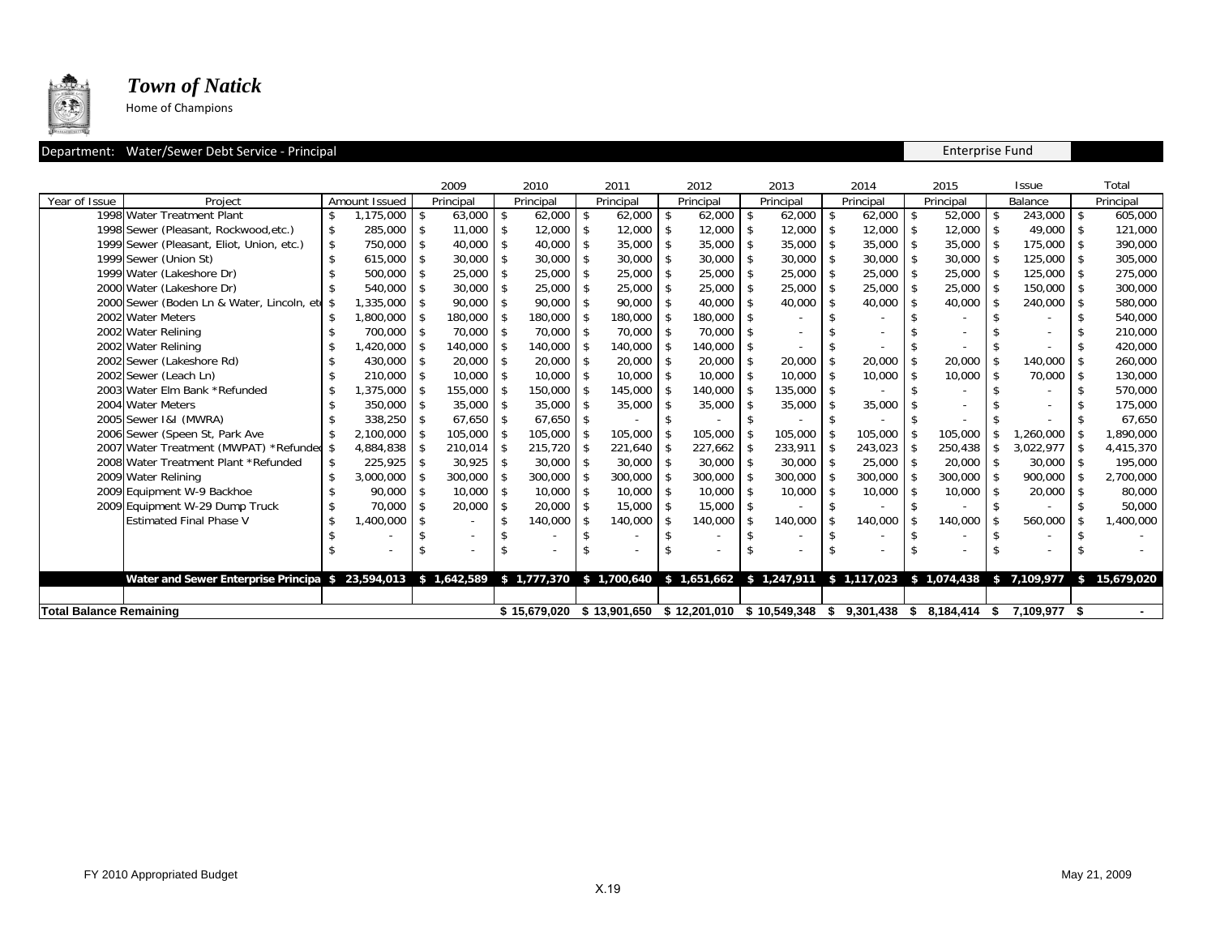# *Town of Natick*

Home of Champions

Department: Water/Sewer Debt Service - Principal | Enterprise Fund

| Year of Issue | Project | Amount Issued | 2009 Principal | 2010 Principal | 2011 Principal | 2012 Principal | 2013 Principal | 2014 Principal | 2015 Principal | Issue Balance | Total Principal |
|---|---|---|---|---|---|---|---|---|---|---|---|
| 1998 | Water Treatment Plant | $ 1,175,000 | $ 63,000 | $ 62,000 | $ 62,000 | $ 62,000 | $ 62,000 | $ 62,000 | $ 52,000 | $ 243,000 | $ 605,000 |
| 1998 | Sewer (Pleasant, Rockwood,etc.) | $ 285,000 | $ 11,000 | $ 12,000 | $ 12,000 | $ 12,000 | $ 12,000 | $ 12,000 | $ 12,000 | $ 49,000 | $ 121,000 |
| 1999 | Sewer (Pleasant, Eliot, Union, etc.) | $ 750,000 | $ 40,000 | $ 40,000 | $ 35,000 | $ 35,000 | $ 35,000 | $ 35,000 | $ 35,000 | $ 175,000 | $ 390,000 |
| 1999 | Sewer (Union St) | $ 615,000 | $ 30,000 | $ 30,000 | $ 30,000 | $ 30,000 | $ 30,000 | $ 30,000 | $ 30,000 | $ 125,000 | $ 305,000 |
| 1999 | Water (Lakeshore Dr) | $ 500,000 | $ 25,000 | $ 25,000 | $ 25,000 | $ 25,000 | $ 25,000 | $ 25,000 | $ 25,000 | $ 125,000 | $ 275,000 |
| 2000 | Water (Lakeshore Dr) | $ 540,000 | $ 30,000 | $ 25,000 | $ 25,000 | $ 25,000 | $ 25,000 | $ 25,000 | $ 25,000 | $ 150,000 | $ 300,000 |
| 2000 | Sewer (Boden Ln & Water, Lincoln, etc | $ 1,335,000 | $ 90,000 | $ 90,000 | $ 90,000 | $ 40,000 | $ 40,000 | $ 40,000 | $ 40,000 | $ 240,000 | $ 580,000 |
| 2002 | Water Meters | $ 1,800,000 | $ 180,000 | $ 180,000 | $ 180,000 | $ 180,000 | $ - | $ - | $ - | $ - | $ 540,000 |
| 2002 | Water Relining | $ 700,000 | $ 70,000 | $ 70,000 | $ 70,000 | $ 70,000 | $ - | $ - | $ - | $ - | $ 210,000 |
| 2002 | Water Relining | $ 1,420,000 | $ 140,000 | $ 140,000 | $ 140,000 | $ 140,000 | $ - | $ - | $ - | $ - | $ 420,000 |
| 2002 | Sewer (Lakeshore Rd) | $ 430,000 | $ 20,000 | $ 20,000 | $ 20,000 | $ 20,000 | $ 20,000 | $ 20,000 | $ 20,000 | $ 140,000 | $ 260,000 |
| 2002 | Sewer (Leach Ln) | $ 210,000 | $ 10,000 | $ 10,000 | $ 10,000 | $ 10,000 | $ 10,000 | $ 10,000 | $ 10,000 | $ 70,000 | $ 130,000 |
| 2003 | Water Elm Bank *Refunded | $ 1,375,000 | $ 155,000 | $ 150,000 | $ 145,000 | $ 140,000 | $ 135,000 | $ - | $ - | $ - | $ 570,000 |
| 2004 | Water Meters | $ 350,000 | $ 35,000 | $ 35,000 | $ 35,000 | $ 35,000 | $ 35,000 | $ 35,000 | $ - | $ - | $ 175,000 |
| 2005 | Sewer I&I (MWRA) | $ 338,250 | $ 67,650 | $ 67,650 | $ - | $ - | $ - | $ - | $ - | $ - | $ 67,650 |
| 2006 | Sewer (Speen St, Park Ave | $ 2,100,000 | $ 105,000 | $ 105,000 | $ 105,000 | $ 105,000 | $ 105,000 | $ 105,000 | $ 105,000 | $ 1,260,000 | $ 1,890,000 |
| 2007 | Water Treatment (MWPAT) *Refunded | $ 4,884,838 | $ 210,014 | $ 215,720 | $ 221,640 | $ 227,662 | $ 233,911 | $ 243,023 | $ 250,438 | $ 3,022,977 | $ 4,415,370 |
| 2008 | Water Treatment Plant *Refunded | $ 225,925 | $ 30,925 | $ 30,000 | $ 30,000 | $ 30,000 | $ 30,000 | $ 25,000 | $ 20,000 | $ 30,000 | $ 195,000 |
| 2009 | Water Relining | $ 3,000,000 | $ 300,000 | $ 300,000 | $ 300,000 | $ 300,000 | $ 300,000 | $ 300,000 | $ 300,000 | $ 900,000 | $ 2,700,000 |
| 2009 | Equipment W-9 Backhoe | $ 90,000 | $ 10,000 | $ 10,000 | $ 10,000 | $ 10,000 | $ 10,000 | $ 10,000 | $ 10,000 | $ 20,000 | $ 80,000 |
| 2009 | Equipment W-29 Dump Truck | $ 70,000 | $ 20,000 | $ 20,000 | $ 15,000 | $ 15,000 | $ - | $ - | $ - | $ - | $ 50,000 |
| | Estimated Final Phase V | $ 1,400,000 | $ - | $ 140,000 | $ 140,000 | $ 140,000 | $ 140,000 | $ 140,000 | $ 140,000 | $ 560,000 | $ 1,400,000 |
| | | $ - | $ - | $ - | $ - | $ - | $ - | $ - | $ - | $ - | $ - |
| | | $ - | $ - | $ - | $ - | $ - | $ - | $ - | $ - | $ - | $ - |
| | **Water and Sewer Enterprise Principal** | **$ 23,594,013** | **$ 1,642,589** | **$ 1,777,370** | **$ 1,700,640** | **$ 1,651,662** | **$ 1,247,911** | **$ 1,117,023** | **$ 1,074,438** | **$ 7,109,977** | **$ 15,679,020** |
| **Total Balance Remaining** | | | | **$ 15,679,020** | **$ 13,901,650** | **$ 12,201,010** | **$ 10,549,348** | **$ 9,301,438** | **$ 8,184,414** | **$ 7,109,977** | **$ -** |

FY 2010 Appropriated Budget | May 21, 2009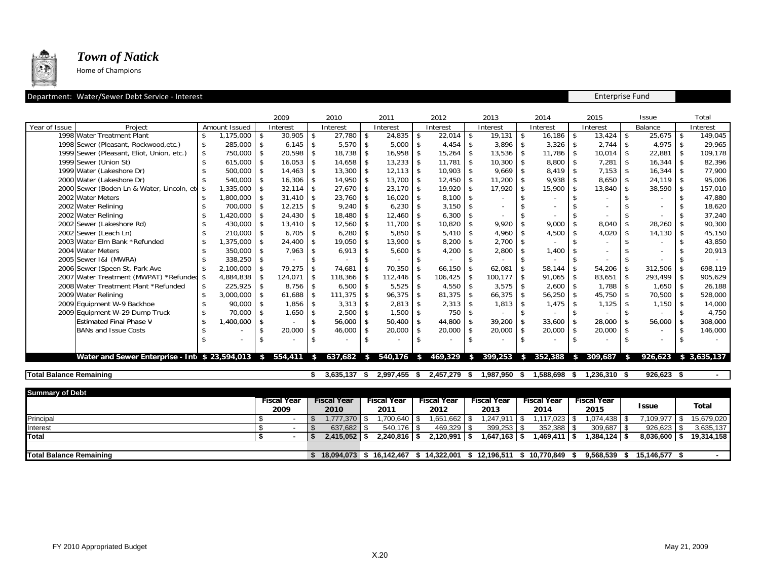# *Town of Natick*

Home of Champions

Department: Water/Sewer Debt Service - Interest

Enterprise Fund

| Year of Issue | Project | Amount Issued | 2009 Interest | 2010 Interest | 2011 Interest | 2012 Interest | 2013 Interest | 2014 Interest | 2015 Interest | Issue Balance | Total Interest |
|---|---|---|---|---|---|---|---|---|---|---|---|
| 1998 | Water Treatment Plant | $ 1,175,000 | $ 30,905 | $ 27,780 | $ 24,835 | $ 22,014 | $ 19,131 | $ 16,186 | $ 13,424 | $ 25,675 | $ 149,045 |
| 1998 | Sewer (Pleasant, Rockwood,etc.) | $ 285,000 | $ 6,145 | $ 5,570 | $ 5,000 | $ 4,454 | $ 3,896 | $ 3,326 | $ 2,744 | $ 4,975 | $ 29,965 |
| 1999 | Sewer (Pleasant, Eliot, Union, etc.) | $ 750,000 | $ 20,598 | $ 18,738 | $ 16,958 | $ 15,264 | $ 13,536 | $ 11,786 | $ 10,014 | $ 22,881 | $ 109,178 |
| 1999 | Sewer (Union St) | $ 615,000 | $ 16,053 | $ 14,658 | $ 13,233 | $ 11,781 | $ 10,300 | $ 8,800 | $ 7,281 | $ 16,344 | $ 82,396 |
| 1999 | Water (Lakeshore Dr) | $ 500,000 | $ 14,463 | $ 13,300 | $ 12,113 | $ 10,903 | $ 9,669 | $ 8,419 | $ 7,153 | $ 16,344 | $ 77,900 |
| 2000 | Water (Lakeshore Dr) | $ 540,000 | $ 16,306 | $ 14,950 | $ 13,700 | $ 12,450 | $ 11,200 | $ 9,938 | $ 8,650 | $ 24,119 | $ 95,006 |
| 2000 | Sewer (Boden Ln & Water, Lincoln, etc | $ 1,335,000 | $ 32,114 | $ 27,670 | $ 23,170 | $ 19,920 | $ 17,920 | $ 15,900 | $ 13,840 | $ 38,590 | $ 157,010 |
| 2002 | Water Meters | $ 1,800,000 | $ 31,410 | $ 23,760 | $ 16,020 | $ 8,100 | $ - | $ - | $ - | $ - | $ 47,880 |
| 2002 | Water Relining | $ 700,000 | $ 12,215 | $ 9,240 | $ 6,230 | $ 3,150 | $ - | $ - | $ - | $ - | $ 18,620 |
| 2002 | Water Relining | $ 1,420,000 | $ 24,430 | $ 18,480 | $ 12,460 | $ 6,300 | $ - | $ - | $ - | $ - | $ 37,240 |
| 2002 | Sewer (Lakeshore Rd) | $ 430,000 | $ 13,410 | $ 12,560 | $ 11,700 | $ 10,820 | $ 9,920 | $ 9,000 | $ 8,040 | $ 28,260 | $ 90,300 |
| 2002 | Sewer (Leach Ln) | $ 210,000 | $ 6,705 | $ 6,280 | $ 5,850 | $ 5,410 | $ 4,960 | $ 4,500 | $ 4,020 | $ 14,130 | $ 45,150 |
| 2003 | Water Elm Bank *Refunded | $ 1,375,000 | $ 24,400 | $ 19,050 | $ 13,900 | $ 8,200 | $ 2,700 | $ - | $ - | $ - | $ 43,850 |
| 2004 | Water Meters | $ 350,000 | $ 7,963 | $ 6,913 | $ 5,600 | $ 4,200 | $ 2,800 | $ 1,400 | $ - | $ - | $ 20,913 |
| 2005 | Sewer I&I (MWRA) | $ 338,250 | $ - | $ - | $ - | $ - | $ - | $ - | $ - | $ - | $ - |
| 2006 | Sewer (Speen St, Park Ave | $ 2,100,000 | $ 79,275 | $ 74,681 | $ 70,350 | $ 66,150 | $ 62,081 | $ 58,144 | $ 54,206 | $ 312,506 | $ 698,119 |
| 2007 | Water Treatment (MWPAT) *Refunded | $ 4,884,838 | $ 124,071 | $ 118,366 | $ 112,446 | $ 106,425 | $ 100,177 | $ 91,065 | $ 83,651 | $ 293,499 | $ 905,629 |
| 2008 | Water Treatment Plant *Refunded | $ 225,925 | $ 8,756 | $ 6,500 | $ 5,525 | $ 4,550 | $ 3,575 | $ 2,600 | $ 1,788 | $ 1,650 | $ 26,188 |
| 2009 | Water Relining | $ 3,000,000 | $ 61,688 | $ 111,375 | $ 96,375 | $ 81,375 | $ 66,375 | $ 56,250 | $ 45,750 | $ 70,500 | $ 528,000 |
| 2009 | Equipment W-9 Backhoe | $ 90,000 | $ 1,856 | $ 3,313 | $ 2,813 | $ 2,313 | $ 1,813 | $ 1,475 | $ 1,125 | $ 1,150 | $ 14,000 |
| 2009 | Equipment W-29 Dump Truck | $ 70,000 | $ 1,650 | $ 2,500 | $ 1,500 | $ 750 | $ - | $ - | $ - | $ - | $ 4,750 |
| | Estimated Final Phase V | $ 1,400,000 | $ - | $ 56,000 | $ 50,400 | $ 44,800 | $ 39,200 | $ 33,600 | $ 28,000 | $ 56,000 | $ 308,000 |
| | BANs and Issue Costs | $ - | $ 20,000 | $ 46,000 | $ 20,000 | $ 20,000 | $ 20,000 | $ 20,000 | $ 20,000 | $ - | $ 146,000 |
| | | $ - | $ - | $ - | $ - | $ - | $ - | $ - | $ - | $ - | $ - |
| | **Water and Sewer Enterprise - Int** | **$ 23,594,013** | **$ 554,411** | **$ 637,682** | **$ 540,176** | **$ 469,329** | **$ 399,253** | **$ 352,388** | **$ 309,687** | **$ 926,623** | **$ 3,635,137** |
| **Total Balance Remaining** | | | | **$ 3,635,137** | **$ 2,997,455** | **$ 2,457,279** | **$ 1,987,950** | **$ 1,588,698** | **$ 1,236,310** | **$ 926,623** | **$ -** |

| Summary of Debt | Fiscal Year 2009 | Fiscal Year 2010 | Fiscal Year 2011 | Fiscal Year 2012 | Fiscal Year 2013 | Fiscal Year 2014 | Fiscal Year 2015 | Issue | Total |
|---|---|---|---|---|---|---|---|---|---|
| Principal | $ - | $ 1,777,370 | $ 1,700,640 | $ 1,651,662 | $ 1,247,911 | $ 1,117,023 | $ 1,074,438 | $ 7,109,977 | $ 15,679,020 |
| Interest | $ - | $ 637,682 | $ 540,176 | $ 469,329 | $ 399,253 | $ 352,388 | $ 309,687 | $ 926,623 | $ 3,635,137 |
| **Total** | **$ -** | **$ 2,415,052** | **$ 2,240,816** | **$ 2,120,991** | **$ 1,647,163** | **$ 1,469,411** | **$ 1,384,124** | **$ 8,036,600** | **$ 19,314,158** |
| | | | | | | | | | |
| **Total Balance Remaining** | | **$ 18,094,073** | **$ 16,142,467** | **$ 14,322,001** | **$ 12,196,511** | **$ 10,770,849** | **$ 9,568,539** | **$ 15,146,577** | **$ -** |

FY 2010 Appropriated Budget

May 21, 2009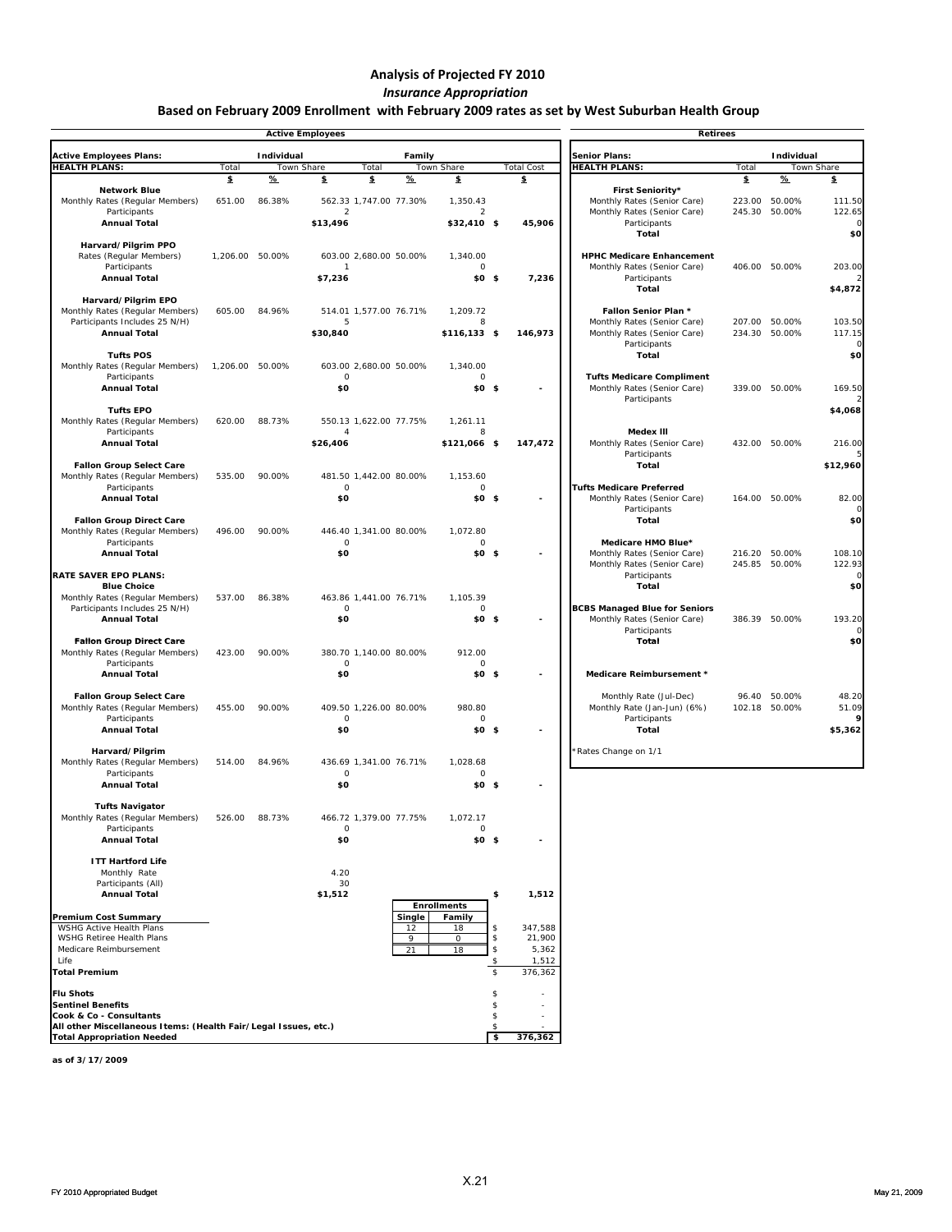# Analysis of Projected FY 2010

## *Insurance Appropriation*

### Based on February 2009 Enrollment with February 2009 rates as set by West Suburban Health Group

**Active Employees**

| Active Employees Plans: | Individual | | | Family | | | |
|---|---|---|---|---|---|---|---|
| **HEALTH PLANS:** | Total | Town Share | | Total | Town Share | | Total Cost |
| | $ | % | $ | $ | % | $ | $ |
| **Network Blue** | | | | | | | |
| Monthly Rates (Regular Members) | 651.00 | 86.38% | 562.33 | 1,747.00 | 77.30% | 1,350.43 | |
| Participants | | | 2 | | | 2 | |
| **Annual Total** | | | **$13,496** | | | **$32,410** | **$ 45,906** |
| **Harvard/Pilgrim PPO** | | | | | | | |
| Rates (Regular Members) | 1,206.00 | 50.00% | 603.00 | 2,680.00 | 50.00% | 1,340.00 | |
| Participants | | | 1 | | | 0 | |
| **Annual Total** | | | **$7,236** | | | **$0** | **$ 7,236** |
| **Harvard/Pilgrim EPO** | | | | | | | |
| Monthly Rates (Regular Members) | 605.00 | 84.96% | 514.01 | 1,577.00 | 76.71% | 1,209.72 | |
| Participants Includes 25 N/H) | | | 5 | | | 8 | |
| **Annual Total** | | | **$30,840** | | | **$116,133** | **$ 146,973** |
| **Tufts POS** | | | | | | | |
| Monthly Rates (Regular Members) | 1,206.00 | 50.00% | 603.00 | 2,680.00 | 50.00% | 1,340.00 | |
| Participants | | | 0 | | | 0 | |
| **Annual Total** | | | **$0** | | | **$0** | **$ -** |
| **Tufts EPO** | | | | | | | |
| Monthly Rates (Regular Members) | 620.00 | 88.73% | 550.13 | 1,622.00 | 77.75% | 1,261.11 | |
| Participants | | | 4 | | | 8 | |
| **Annual Total** | | | **$26,406** | | | **$121,066** | **$ 147,472** |
| **Fallon Group Select Care** | | | | | | | |
| Monthly Rates (Regular Members) | 535.00 | 90.00% | 481.50 | 1,442.00 | 80.00% | 1,153.60 | |
| Participants | | | 0 | | | 0 | |
| **Annual Total** | | | **$0** | | | **$0** | **$ -** |
| **Fallon Group Direct Care** | | | | | | | |
| Monthly Rates (Regular Members) | 496.00 | 90.00% | 446.40 | 1,341.00 | 80.00% | 1,072.80 | |
| Participants | | | 0 | | | 0 | |
| **Annual Total** | | | **$0** | | | **$0** | **$ -** |
| **RATE SAVER EPO PLANS:** | | | | | | | |
| **Blue Choice** | | | | | | | |
| Monthly Rates (Regular Members) | 537.00 | 86.38% | 463.86 | 1,441.00 | 76.71% | 1,105.39 | |
| Participants Includes 25 N/H) | | | 0 | | | 0 | |
| **Annual Total** | | | **$0** | | | **$0** | **$ -** |
| **Fallon Group Direct Care** | | | | | | | |
| Monthly Rates (Regular Members) | 423.00 | 90.00% | 380.70 | 1,140.00 | 80.00% | 912.00 | |
| Participants | | | 0 | | | 0 | |
| **Annual Total** | | | **$0** | | | **$0** | **$ -** |
| **Fallon Group Select Care** | | | | | | | |
| Monthly Rates (Regular Members) | 455.00 | 90.00% | 409.50 | 1,226.00 | 80.00% | 980.80 | |
| Participants | | | 0 | | | 0 | |
| **Annual Total** | | | **$0** | | | **$0** | **$ -** |
| **Harvard/Pilgrim** | | | | | | | |
| Monthly Rates (Regular Members) | 514.00 | 84.96% | 436.69 | 1,341.00 | 76.71% | 1,028.68 | |
| Participants | | | 0 | | | 0 | |
| **Annual Total** | | | **$0** | | | **$0** | **$ -** |
| **Tufts Navigator** | | | | | | | |
| Monthly Rates (Regular Members) | 526.00 | 88.73% | 466.72 | 1,379.00 | 77.75% | 1,072.17 | |
| Participants | | | 0 | | | 0 | |
| **Annual Total** | | | **$0** | | | **$0** | **$ -** |
| **ITT Hartford Life** | | | | | | | |
| Monthly Rate | | | 4.20 | | | | |
| Participants (All) | | | 30 | | | | |
| **Annual Total** | | | **$1,512** | | | | **$ 1,512** |

| | Enrollments: Single | Enrollments: Family | |
|---|---|---|---|
| **Premium Cost Summary** | | | |
| WSHG Active Health Plans | 12 | 18 | $ 347,588 |
| WSHG Retiree Health Plans | 9 | 0 | $ 21,900 |
| Medicare Reimbursement | 21 | 18 | $ 5,362 |
| Life | | | $ 1,512 |
| **Total Premium** | | | $ 376,362 |
| **Flu Shots** | | | $ - |
| **Sentinel Benefits** | | | $ - |
| **Cook & Co - Consultants** | | | $ - |
| **All other Miscellaneous Items: (Health Fair/Legal Issues, etc.)** | | | $ - |
| **Total Appropriation Needed** | | | **$ 376,362** |

**Retirees**

| Senior Plans: | Individual | | |
|---|---|---|---|
| **HEALTH PLANS:** | Total | Town Share | |
| | $ | % | $ |
| **First Seniority*** | | | |
| Monthly Rates (Senior Care) | 223.00 | 50.00% | 111.50 |
| Monthly Rates (Senior Care) | 245.30 | 50.00% | 122.65 |
| Participants | | | 0 |
| **Total** | | | **$0** |
| **HPHC Medicare Enhancement** | | | |
| Monthly Rates (Senior Care) | 406.00 | 50.00% | 203.00 |
| Participants | | | 2 |
| **Total** | | | **$4,872** |
| **Fallon Senior Plan *** | | | |
| Monthly Rates (Senior Care) | 207.00 | 50.00% | 103.50 |
| Monthly Rates (Senior Care) | 234.30 | 50.00% | 117.15 |
| Participants | | | 0 |
| **Total** | | | **$0** |
| **Tufts Medicare Compliment** | | | |
| Monthly Rates (Senior Care) | 339.00 | 50.00% | 169.50 |
| Participants | | | 2 |
| | | | **$4,068** |
| **Medex III** | | | |
| Monthly Rates (Senior Care) | 432.00 | 50.00% | 216.00 |
| Participants | | | 5 |
| **Total** | | | **$12,960** |
| **Tufts Medicare Preferred** | | | |
| Monthly Rates (Senior Care) | 164.00 | 50.00% | 82.00 |
| Participants | | | 0 |
| **Total** | | | **$0** |
| **Medicare HMO Blue*** | | | |
| Monthly Rates (Senior Care) | 216.20 | 50.00% | 108.10 |
| Monthly Rates (Senior Care) | 245.85 | 50.00% | 122.93 |
| Participants | | | 0 |
| **Total** | | | **$0** |
| **BCBS Managed Blue for Seniors** | | | |
| Monthly Rates (Senior Care) | 386.39 | 50.00% | 193.20 |
| Participants | | | 0 |
| **Total** | | | **$0** |
| **Medicare Reimbursement *** | | | |
| Monthly Rate (Jul-Dec) | 96.40 | 50.00% | 48.20 |
| Monthly Rate (Jan-Jun) (6%) | 102.18 | 50.00% | 51.09 |
| Participants | | | 9 |
| **Total** | | | **$5,362** |

*Rates Change on 1/1

**as of 3/17/2009**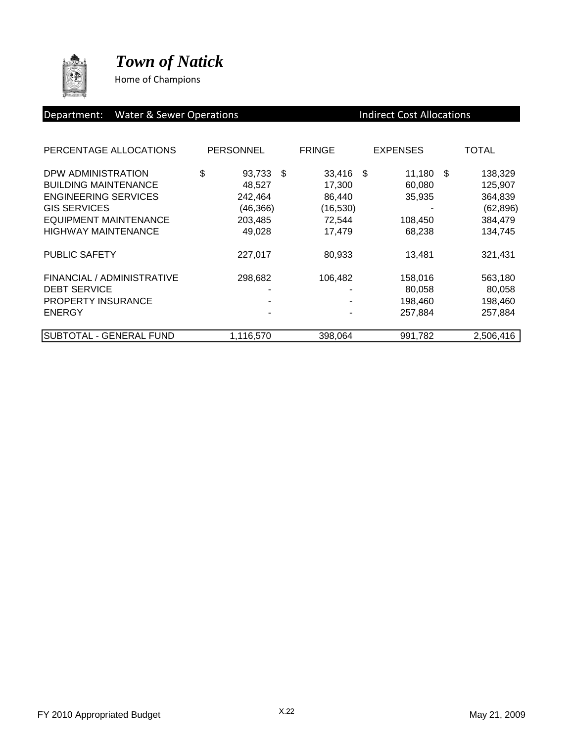# *Town of Natick*

Home of Champions

Department: Water & Sewer Operations — Indirect Cost Allocations

| PERCENTAGE ALLOCATIONS | PERSONNEL | FRINGE | EXPENSES | TOTAL |
|---|---|---|---|---|
| DPW ADMINISTRATION | $ 93,733 | $ 33,416 | $ 11,180 | $ 138,329 |
| BUILDING MAINTENANCE | 48,527 | 17,300 | 60,080 | 125,907 |
| ENGINEERING SERVICES | 242,464 | 86,440 | 35,935 | 364,839 |
| GIS SERVICES | (46,366) | (16,530) | - | (62,896) |
| EQUIPMENT MAINTENANCE | 203,485 | 72,544 | 108,450 | 384,479 |
| HIGHWAY MAINTENANCE | 49,028 | 17,479 | 68,238 | 134,745 |
| PUBLIC SAFETY | 227,017 | 80,933 | 13,481 | 321,431 |
| FINANCIAL / ADMINISTRATIVE | 298,682 | 106,482 | 158,016 | 563,180 |
| DEBT SERVICE | - | - | 80,058 | 80,058 |
| PROPERTY INSURANCE | - | - | 198,460 | 198,460 |
| ENERGY | - | - | 257,884 | 257,884 |
| SUBTOTAL - GENERAL FUND | 1,116,570 | 398,064 | 991,782 | 2,506,416 |